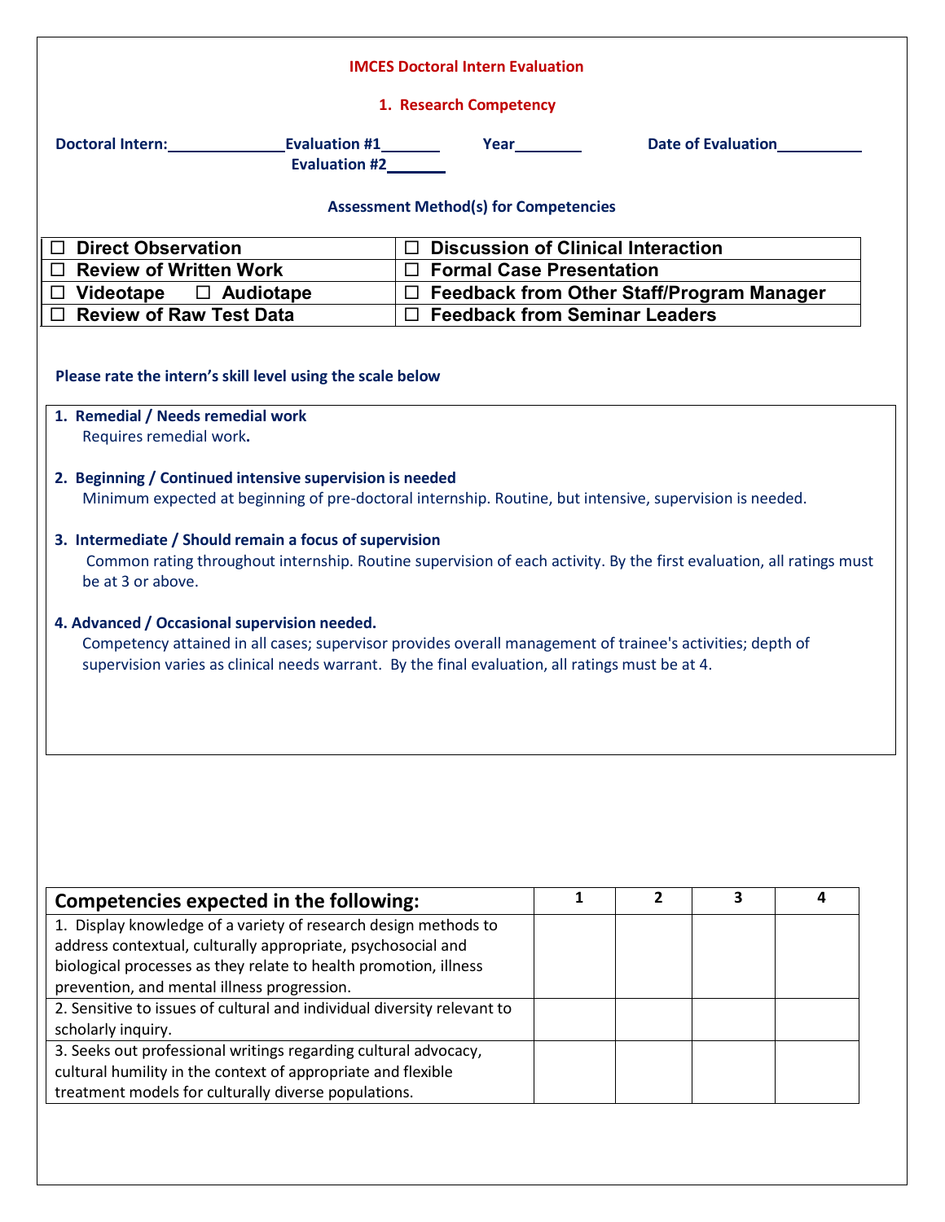# IMCES Doctoral Intern Evaluation

## 1. Research Competency

**Doctoral Intern:**\_\_\_\_\_\_\_\_\_\_\_\_\_\_ **Evaluation #1**\_\_\_\_\_\_\_ **Evaluation #2**\_\_\_\_\_\_\_ **Year**\_\_\_\_\_\_\_\_ **Date of Evaluation**\_\_\_\_\_\_\_\_\_\_

**Assessment Method(s) for Competencies**

| | |
|---|---|
| ☐ **Direct Observation** | ☐ **Discussion of Clinical Interaction** |
| ☐ **Review of Written Work** | ☐ **Formal Case Presentation** |
| ☐ **Videotape** ☐ **Audiotape** | ☐ **Feedback from Other Staff/Program Manager** |
| ☐ **Review of Raw Test Data** | ☐ **Feedback from Seminar Leaders** |

**Please rate the intern's skill level using the scale below**

**1. Remedial / Needs remedial work**
Requires remedial work**.**

**2. Beginning / Continued intensive supervision is needed**
Minimum expected at beginning of pre-doctoral internship. Routine, but intensive, supervision is needed.

**3. Intermediate / Should remain a focus of supervision**
Common rating throughout internship. Routine supervision of each activity. By the first evaluation, all ratings must be at 3 or above.

**4. Advanced / Occasional supervision needed.**
Competency attained in all cases; supervisor provides overall management of trainee's activities; depth of supervision varies as clinical needs warrant. By the final evaluation, all ratings must be at 4.

| **Competencies expected in the following:** | 1 | 2 | 3 | 4 |
|---|---|---|---|---|
| 1. Display knowledge of a variety of research design methods to address contextual, culturally appropriate, psychosocial and biological processes as they relate to health promotion, illness prevention, and mental illness progression. | | | | |
| 2. Sensitive to issues of cultural and individual diversity relevant to scholarly inquiry. | | | | |
| 3. Seeks out professional writings regarding cultural advocacy, cultural humility in the context of appropriate and flexible treatment models for culturally diverse populations. | | | | |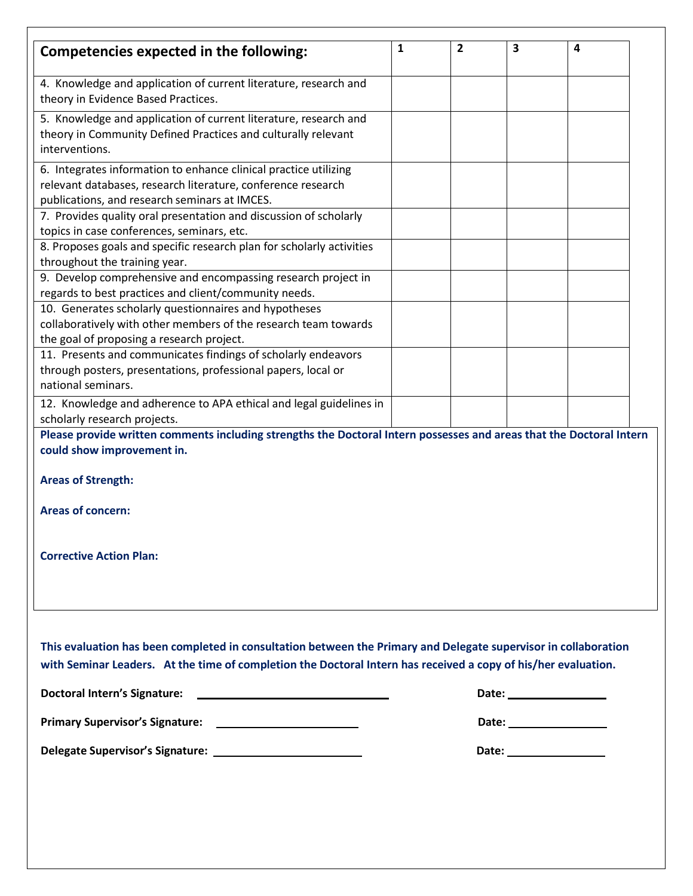| Competencies expected in the following: | 1 | 2 | 3 | 4 |
|---|---|---|---|---|
| 4. Knowledge and application of current literature, research and theory in Evidence Based Practices. | | | | |
| 5. Knowledge and application of current literature, research and theory in Community Defined Practices and culturally relevant interventions. | | | | |
| 6. Integrates information to enhance clinical practice utilizing relevant databases, research literature, conference research publications, and research seminars at IMCES. | | | | |
| 7. Provides quality oral presentation and discussion of scholarly topics in case conferences, seminars, etc. | | | | |
| 8. Proposes goals and specific research plan for scholarly activities throughout the training year. | | | | |
| 9. Develop comprehensive and encompassing research project in regards to best practices and client/community needs. | | | | |
| 10. Generates scholarly questionnaires and hypotheses collaboratively with other members of the research team towards the goal of proposing a research project. | | | | |
| 11. Presents and communicates findings of scholarly endeavors through posters, presentations, professional papers, local or national seminars. | | | | |
| 12. Knowledge and adherence to APA ethical and legal guidelines in scholarly research projects. | | | | |

**Please provide written comments including strengths the Doctoral Intern possesses and areas that the Doctoral Intern could show improvement in.**

**Areas of Strength:**

**Areas of concern:**

**Corrective Action Plan:**

**This evaluation has been completed in consultation between the Primary and Delegate supervisor in collaboration with Seminar Leaders. At the time of completion the Doctoral Intern has received a copy of his/her evaluation.**

**Doctoral Intern's Signature:** ______________________________ **Date:** ________________

**Primary Supervisor's Signature:** ______________________ **Date:** ________________

**Delegate Supervisor's Signature:** ______________________ **Date:** ________________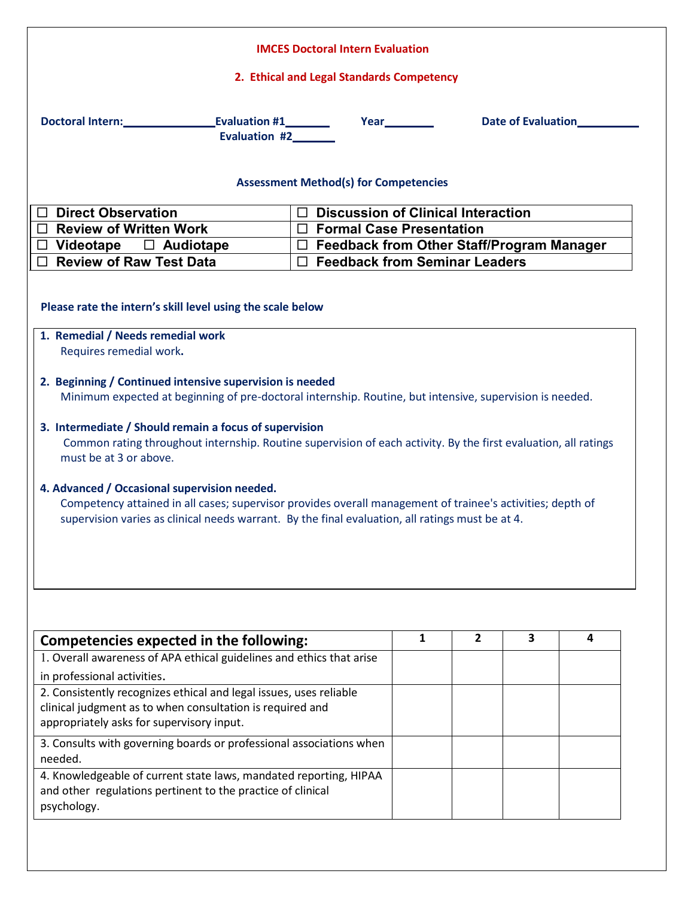# IMCES Doctoral Intern Evaluation

## 2. Ethical and Legal Standards Competency

**Doctoral Intern:**_______________ **Evaluation #1**_______ **Year**________ **Date of Evaluation**__________
**Evaluation #2**_______

### Assessment Method(s) for Competencies

| | |
|---|---|
| ☐ **Direct Observation** | ☐ **Discussion of Clinical Interaction** |
| ☐ **Review of Written Work** | ☐ **Formal Case Presentation** |
| ☐ **Videotape** ☐ **Audiotape** | ☐ **Feedback from Other Staff/Program Manager** |
| ☐ **Review of Raw Test Data** | ☐ **Feedback from Seminar Leaders** |

**Please rate the intern's skill level using the scale below**

**1. Remedial / Needs remedial work**
Requires remedial work.

**2. Beginning / Continued intensive supervision is needed**
Minimum expected at beginning of pre-doctoral internship. Routine, but intensive, supervision is needed.

**3. Intermediate / Should remain a focus of supervision**
Common rating throughout internship. Routine supervision of each activity. By the first evaluation, all ratings must be at 3 or above.

**4. Advanced / Occasional supervision needed.**
Competency attained in all cases; supervisor provides overall management of trainee's activities; depth of supervision varies as clinical needs warrant. By the final evaluation, all ratings must be at 4.

| **Competencies expected in the following:** | **1** | **2** | **3** | **4** |
|---|---|---|---|---|
| 1. Overall awareness of APA ethical guidelines and ethics that arise in professional activities. | | | | |
| 2. Consistently recognizes ethical and legal issues, uses reliable clinical judgment as to when consultation is required and appropriately asks for supervisory input. | | | | |
| 3. Consults with governing boards or professional associations when needed. | | | | |
| 4. Knowledgeable of current state laws, mandated reporting, HIPAA and other regulations pertinent to the practice of clinical psychology. | | | | |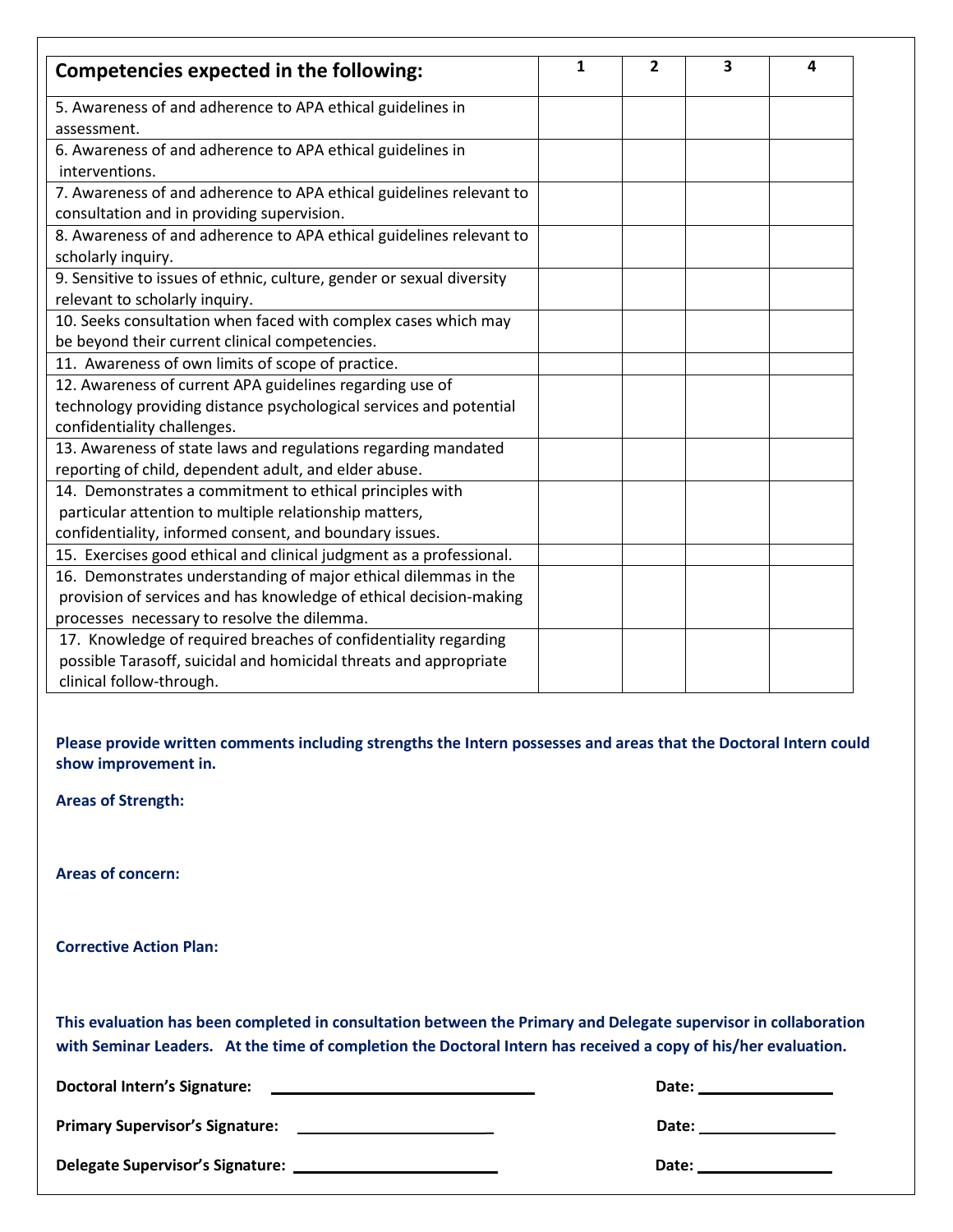| Competencies expected in the following: | 1 | 2 | 3 | 4 |
|---|---|---|---|---|
| 5. Awareness of and adherence to APA ethical guidelines in assessment. | | | | |
| 6. Awareness of and adherence to APA ethical guidelines in interventions. | | | | |
| 7. Awareness of and adherence to APA ethical guidelines relevant to consultation and in providing supervision. | | | | |
| 8. Awareness of and adherence to APA ethical guidelines relevant to scholarly inquiry. | | | | |
| 9. Sensitive to issues of ethnic, culture, gender or sexual diversity relevant to scholarly inquiry. | | | | |
| 10. Seeks consultation when faced with complex cases which may be beyond their current clinical competencies. | | | | |
| 11. Awareness of own limits of scope of practice. | | | | |
| 12. Awareness of current APA guidelines regarding use of technology providing distance psychological services and potential confidentiality challenges. | | | | |
| 13. Awareness of state laws and regulations regarding mandated reporting of child, dependent adult, and elder abuse. | | | | |
| 14. Demonstrates a commitment to ethical principles with particular attention to multiple relationship matters, confidentiality, informed consent, and boundary issues. | | | | |
| 15. Exercises good ethical and clinical judgment as a professional. | | | | |
| 16. Demonstrates understanding of major ethical dilemmas in the provision of services and has knowledge of ethical decision-making processes necessary to resolve the dilemma. | | | | |
| 17. Knowledge of required breaches of confidentiality regarding possible Tarasoff, suicidal and homicidal threats and appropriate clinical follow-through. | | | | |

**Please provide written comments including strengths the Intern possesses and areas that the Doctoral Intern could show improvement in.**

**Areas of Strength:**

**Areas of concern:**

**Corrective Action Plan:**

**This evaluation has been completed in consultation between the Primary and Delegate supervisor in collaboration with Seminar Leaders. At the time of completion the Doctoral Intern has received a copy of his/her evaluation.**

**Doctoral Intern's Signature:** ______________________________ **Date:** ________________

**Primary Supervisor's Signature:** ______________________ **Date:** ________________

**Delegate Supervisor's Signature:** ______________________ **Date:** ________________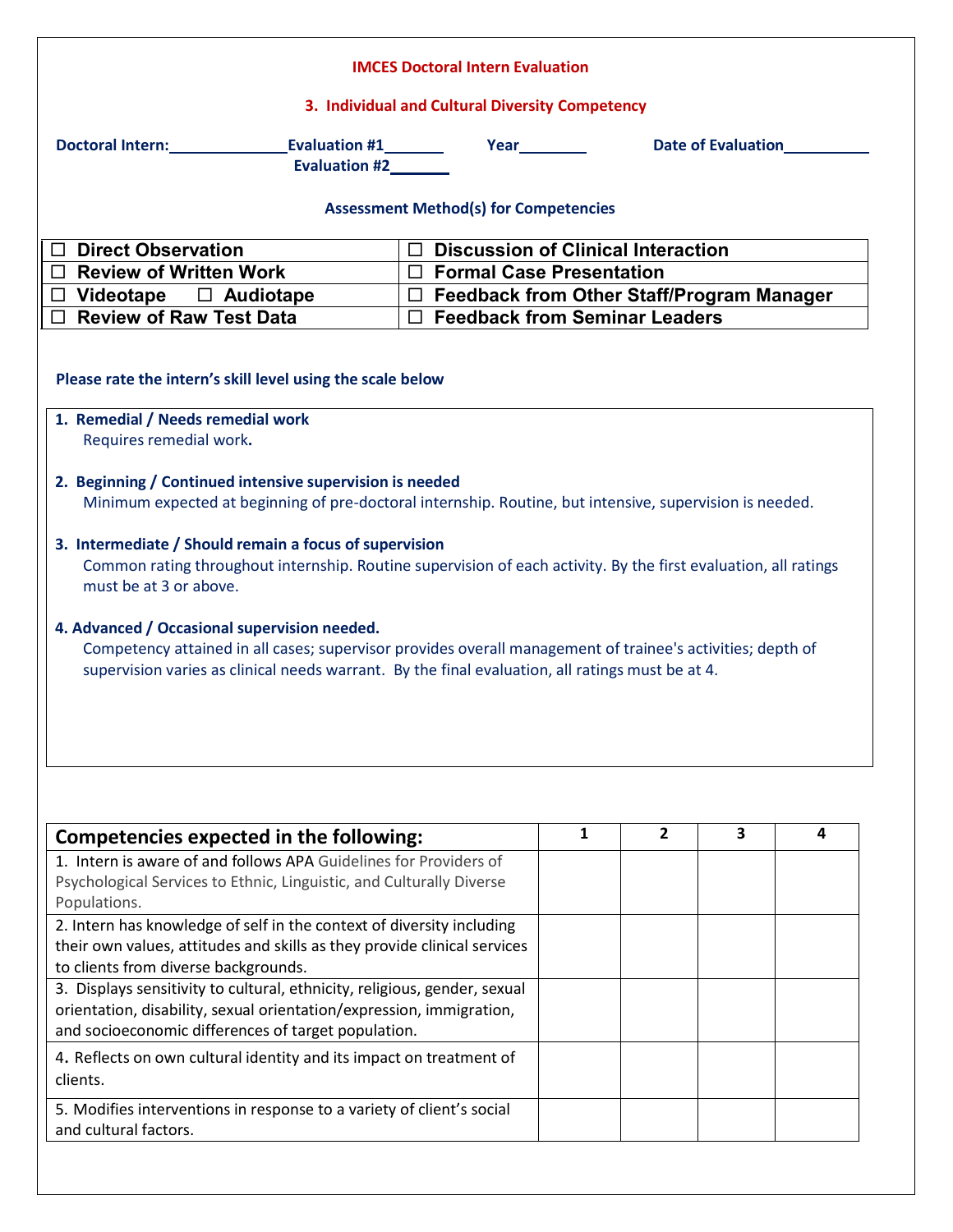# IMCES Doctoral Intern Evaluation

## 3. Individual and Cultural Diversity Competency

**Doctoral Intern:**______________ **Evaluation #1**_______ **Year**________ **Date of Evaluation**__________
**Evaluation #2**_______

**Assessment Method(s) for Competencies**

| | |
|---|---|
| ☐ Direct Observation | ☐ Discussion of Clinical Interaction |
| ☐ Review of Written Work | ☐ Formal Case Presentation |
| ☐ Videotape ☐ Audiotape | ☐ Feedback from Other Staff/Program Manager |
| ☐ Review of Raw Test Data | ☐ Feedback from Seminar Leaders |

**Please rate the intern's skill level using the scale below**

**1. Remedial / Needs remedial work**
Requires remedial work**.**

**2. Beginning / Continued intensive supervision is needed**
Minimum expected at beginning of pre-doctoral internship. Routine, but intensive, supervision is needed.

**3. Intermediate / Should remain a focus of supervision**
Common rating throughout internship. Routine supervision of each activity. By the first evaluation, all ratings must be at 3 or above.

**4. Advanced / Occasional supervision needed.**
Competency attained in all cases; supervisor provides overall management of trainee's activities; depth of supervision varies as clinical needs warrant. By the final evaluation, all ratings must be at 4.

| Competencies expected in the following: | 1 | 2 | 3 | 4 |
|---|---|---|---|---|
| 1. Intern is aware of and follows APA Guidelines for Providers of Psychological Services to Ethnic, Linguistic, and Culturally Diverse Populations. | | | | |
| 2. Intern has knowledge of self in the context of diversity including their own values, attitudes and skills as they provide clinical services to clients from diverse backgrounds. | | | | |
| 3. Displays sensitivity to cultural, ethnicity, religious, gender, sexual orientation, disability, sexual orientation/expression, immigration, and socioeconomic differences of target population. | | | | |
| 4. Reflects on own cultural identity and its impact on treatment of clients. | | | | |
| 5. Modifies interventions in response to a variety of client's social and cultural factors. | | | | |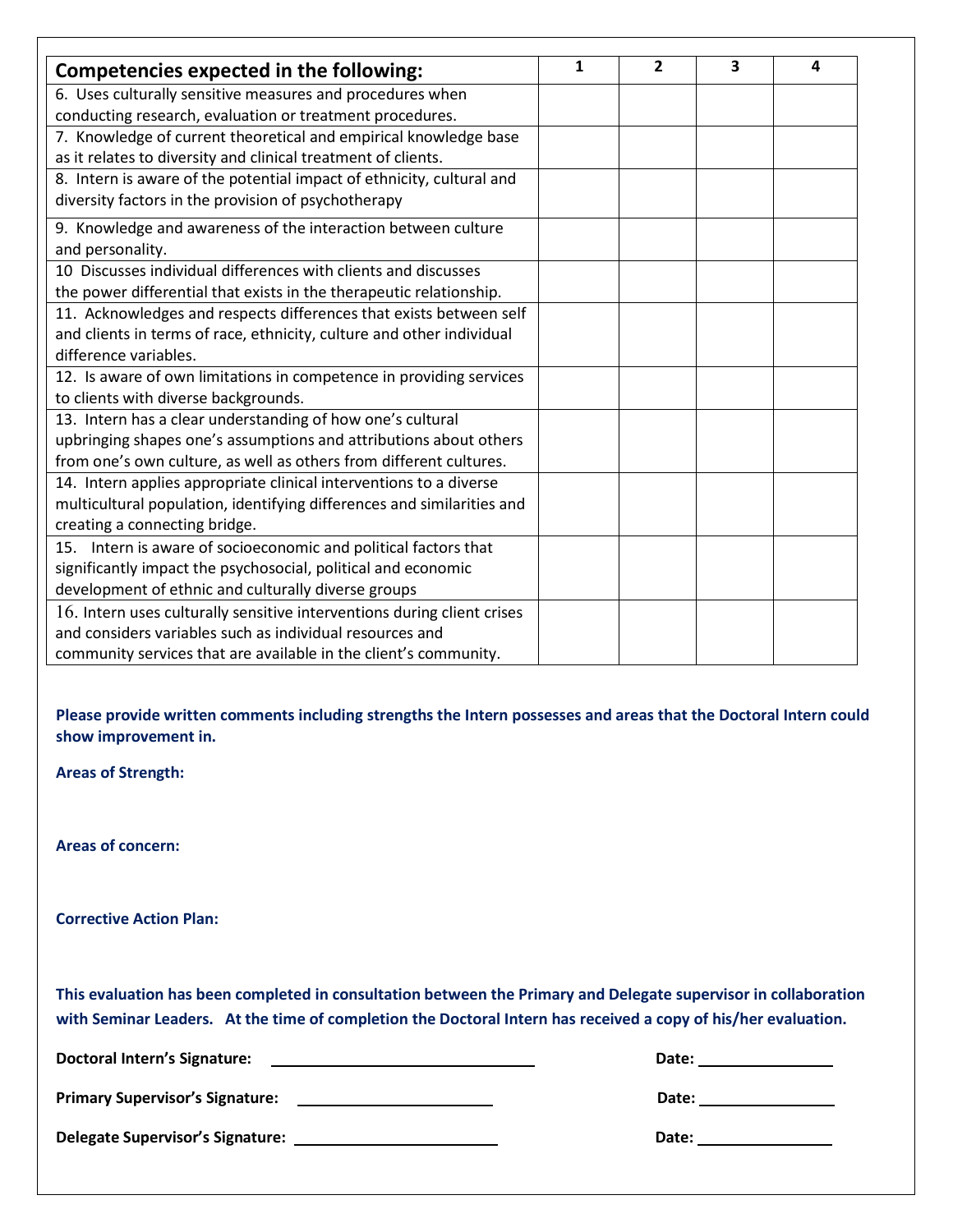| Competencies expected in the following: | 1 | 2 | 3 | 4 |
|---|---|---|---|---|
| 6. Uses culturally sensitive measures and procedures when conducting research, evaluation or treatment procedures. | | | | |
| 7. Knowledge of current theoretical and empirical knowledge base as it relates to diversity and clinical treatment of clients. | | | | |
| 8. Intern is aware of the potential impact of ethnicity, cultural and diversity factors in the provision of psychotherapy | | | | |
| 9. Knowledge and awareness of the interaction between culture and personality. | | | | |
| 10 Discusses individual differences with clients and discusses the power differential that exists in the therapeutic relationship. | | | | |
| 11. Acknowledges and respects differences that exists between self and clients in terms of race, ethnicity, culture and other individual difference variables. | | | | |
| 12. Is aware of own limitations in competence in providing services to clients with diverse backgrounds. | | | | |
| 13. Intern has a clear understanding of how one's cultural upbringing shapes one's assumptions and attributions about others from one's own culture, as well as others from different cultures. | | | | |
| 14. Intern applies appropriate clinical interventions to a diverse multicultural population, identifying differences and similarities and creating a connecting bridge. | | | | |
| 15. Intern is aware of socioeconomic and political factors that significantly impact the psychosocial, political and economic development of ethnic and culturally diverse groups | | | | |
| 16. Intern uses culturally sensitive interventions during client crises and considers variables such as individual resources and community services that are available in the client's community. | | | | |

**Please provide written comments including strengths the Intern possesses and areas that the Doctoral Intern could show improvement in.**

**Areas of Strength:**

**Areas of concern:**

**Corrective Action Plan:**

**This evaluation has been completed in consultation between the Primary and Delegate supervisor in collaboration with Seminar Leaders. At the time of completion the Doctoral Intern has received a copy of his/her evaluation.**

**Doctoral Intern's Signature:** ______________________________ **Date:** ______________

**Primary Supervisor's Signature:** ______________________ **Date:** ______________

**Delegate Supervisor's Signature:** ______________________ **Date:** ______________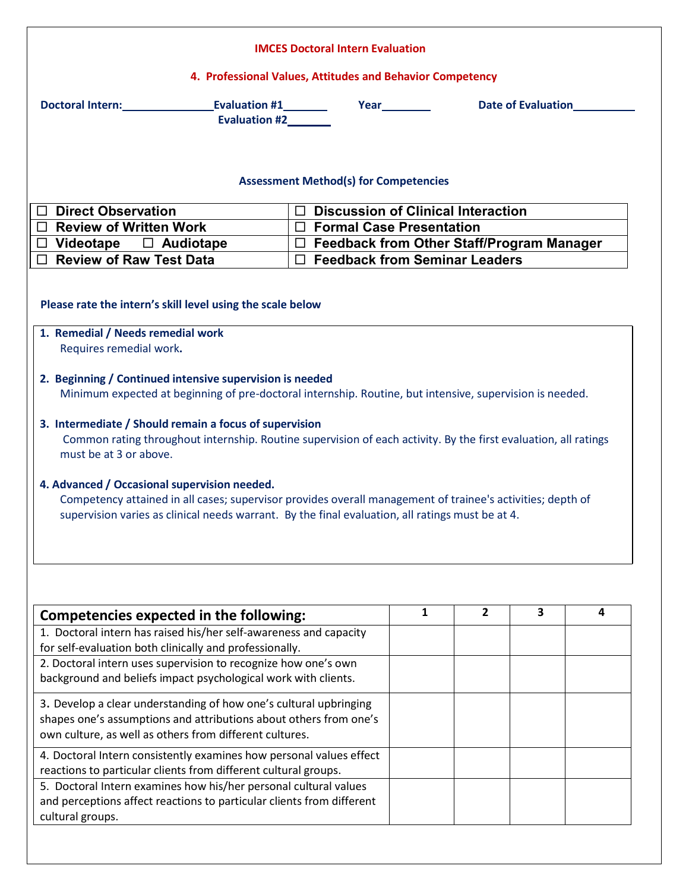**IMCES Doctoral Intern Evaluation**

**4. Professional Values, Attitudes and Behavior Competency**

**Doctoral Intern:**_______________ **Evaluation #1**_______ **Year**________ **Date of Evaluation**__________
**Evaluation #2**_______

**Assessment Method(s) for Competencies**

| | |
|---|---|
| ☐ **Direct Observation** | ☐ **Discussion of Clinical Interaction** |
| ☐ **Review of Written Work** | ☐ **Formal Case Presentation** |
| ☐ **Videotape** ☐ **Audiotape** | ☐ **Feedback from Other Staff/Program Manager** |
| ☐ **Review of Raw Test Data** | ☐ **Feedback from Seminar Leaders** |

**Please rate the intern's skill level using the scale below**

**1. Remedial / Needs remedial work**
Requires remedial work**.**

**2. Beginning / Continued intensive supervision is needed**
Minimum expected at beginning of pre-doctoral internship. Routine, but intensive, supervision is needed.

**3. Intermediate / Should remain a focus of supervision**
Common rating throughout internship. Routine supervision of each activity. By the first evaluation, all ratings must be at 3 or above.

**4. Advanced / Occasional supervision needed.**
Competency attained in all cases; supervisor provides overall management of trainee's activities; depth of supervision varies as clinical needs warrant. By the final evaluation, all ratings must be at 4.

| **Competencies expected in the following:** | 1 | 2 | 3 | 4 |
|---|---|---|---|---|
| 1. Doctoral intern has raised his/her self-awareness and capacity for self-evaluation both clinically and professionally. | | | | |
| 2. Doctoral intern uses supervision to recognize how one's own background and beliefs impact psychological work with clients. | | | | |
| 3**.** Develop a clear understanding of how one's cultural upbringing shapes one's assumptions and attributions about others from one's own culture, as well as others from different cultures. | | | | |
| 4. Doctoral Intern consistently examines how personal values effect reactions to particular clients from different cultural groups. | | | | |
| 5. Doctoral Intern examines how his/her personal cultural values and perceptions affect reactions to particular clients from different cultural groups. | | | | |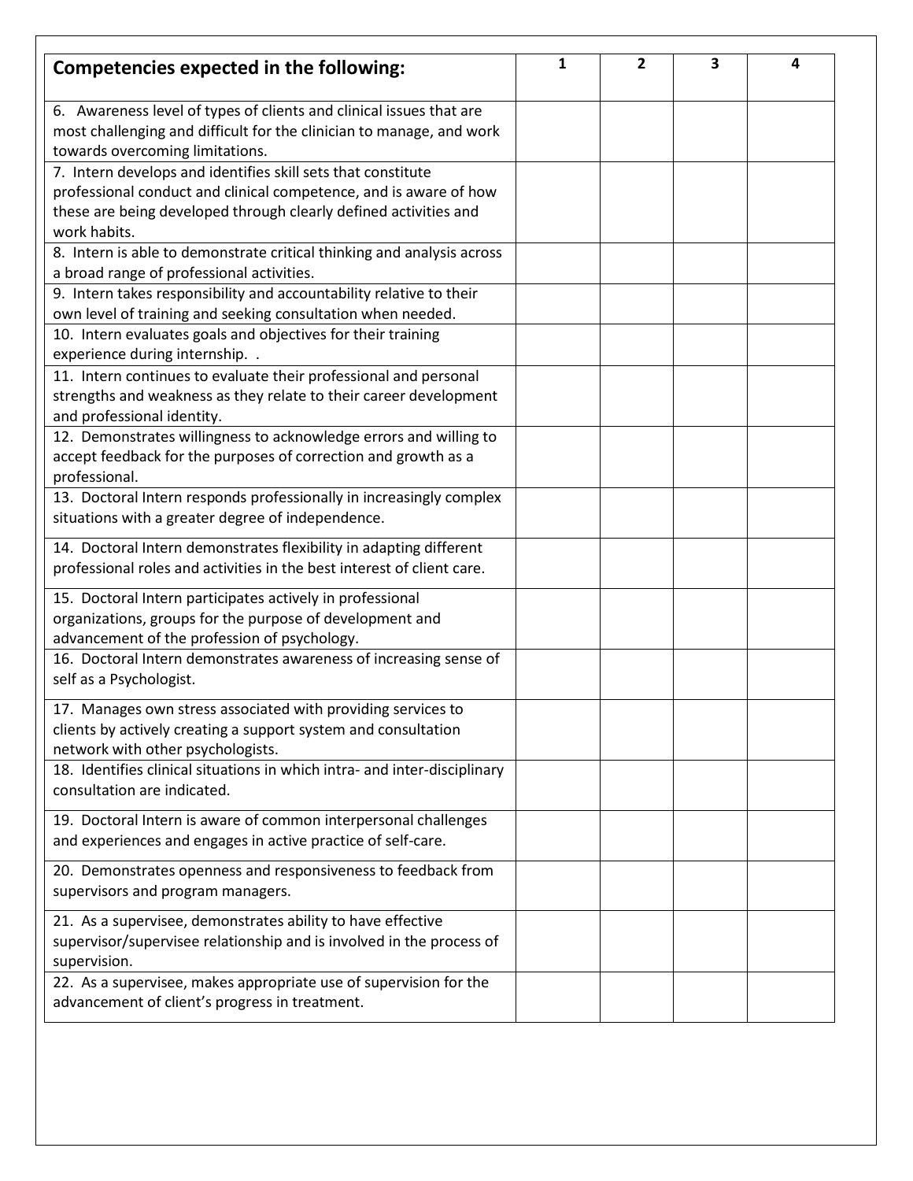| Competencies expected in the following: | 1 | 2 | 3 | 4 |
|---|---|---|---|---|
| 6. Awareness level of types of clients and clinical issues that are most challenging and difficult for the clinician to manage, and work towards overcoming limitations. | | | | |
| 7. Intern develops and identifies skill sets that constitute professional conduct and clinical competence, and is aware of how these are being developed through clearly defined activities and work habits. | | | | |
| 8. Intern is able to demonstrate critical thinking and analysis across a broad range of professional activities. | | | | |
| 9. Intern takes responsibility and accountability relative to their own level of training and seeking consultation when needed. | | | | |
| 10. Intern evaluates goals and objectives for their training experience during internship. . | | | | |
| 11. Intern continues to evaluate their professional and personal strengths and weakness as they relate to their career development and professional identity. | | | | |
| 12. Demonstrates willingness to acknowledge errors and willing to accept feedback for the purposes of correction and growth as a professional. | | | | |
| 13. Doctoral Intern responds professionally in increasingly complex situations with a greater degree of independence. | | | | |
| 14. Doctoral Intern demonstrates flexibility in adapting different professional roles and activities in the best interest of client care. | | | | |
| 15. Doctoral Intern participates actively in professional organizations, groups for the purpose of development and advancement of the profession of psychology. | | | | |
| 16. Doctoral Intern demonstrates awareness of increasing sense of self as a Psychologist. | | | | |
| 17. Manages own stress associated with providing services to clients by actively creating a support system and consultation network with other psychologists. | | | | |
| 18. Identifies clinical situations in which intra- and inter-disciplinary consultation are indicated. | | | | |
| 19. Doctoral Intern is aware of common interpersonal challenges and experiences and engages in active practice of self-care. | | | | |
| 20. Demonstrates openness and responsiveness to feedback from supervisors and program managers. | | | | |
| 21. As a supervisee, demonstrates ability to have effective supervisor/supervisee relationship and is involved in the process of supervision. | | | | |
| 22. As a supervisee, makes appropriate use of supervision for the advancement of client's progress in treatment. | | | | |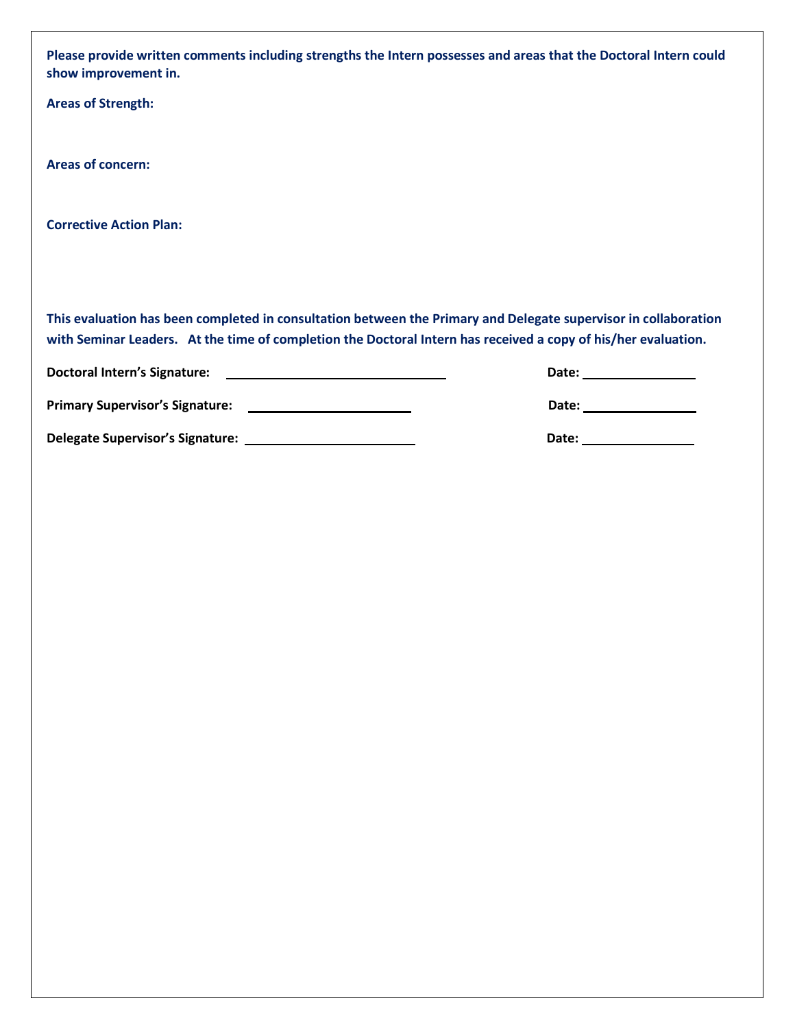**Please provide written comments including strengths the Intern possesses and areas that the Doctoral Intern could show improvement in.**

**Areas of Strength:**

**Areas of concern:**

**Corrective Action Plan:**

**This evaluation has been completed in consultation between the Primary and Delegate supervisor in collaboration with Seminar Leaders. At the time of completion the Doctoral Intern has received a copy of his/her evaluation.**

**Doctoral Intern's Signature:** \_\_\_\_\_\_\_\_\_\_\_\_\_\_\_\_\_\_\_\_\_\_\_\_\_\_\_\_\_\_ **Date:** \_\_\_\_\_\_\_\_\_\_\_\_\_\_\_

**Primary Supervisor's Signature:** \_\_\_\_\_\_\_\_\_\_\_\_\_\_\_\_\_\_\_\_\_\_ **Date:** \_\_\_\_\_\_\_\_\_\_\_\_\_\_\_

**Delegate Supervisor's Signature:** \_\_\_\_\_\_\_\_\_\_\_\_\_\_\_\_\_\_\_\_\_\_\_ **Date:** \_\_\_\_\_\_\_\_\_\_\_\_\_\_\_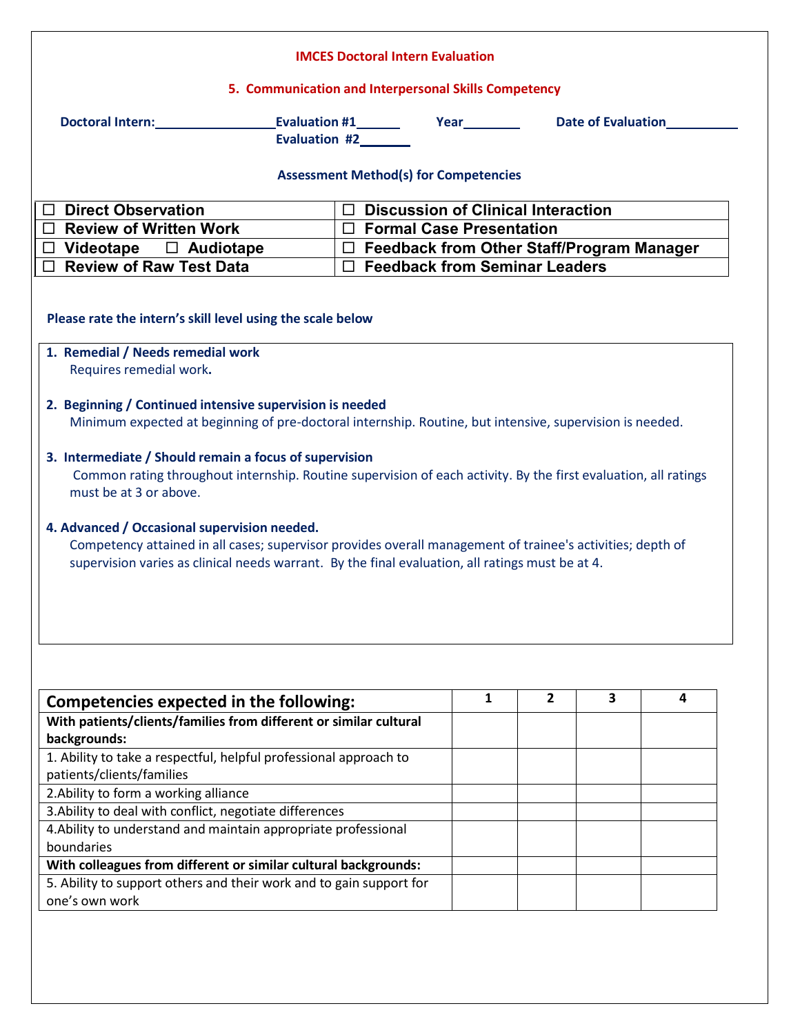# IMCES Doctoral Intern Evaluation

## 5. Communication and Interpersonal Skills Competency

**Doctoral Intern:**\_\_\_\_\_\_\_\_\_\_\_\_\_\_\_\_ **Evaluation #1**\_\_\_\_\_\_ **Year**\_\_\_\_\_\_\_\_ **Date of Evaluation**\_\_\_\_\_\_\_\_\_\_
**Evaluation #2**\_\_\_\_\_\_\_

**Assessment Method(s) for Competencies**

| | |
|---|---|
| ☐ **Direct Observation** | ☐ **Discussion of Clinical Interaction** |
| ☐ **Review of Written Work** | ☐ **Formal Case Presentation** |
| ☐ **Videotape** ☐ **Audiotape** | ☐ **Feedback from Other Staff/Program Manager** |
| ☐ **Review of Raw Test Data** | ☐ **Feedback from Seminar Leaders** |

**Please rate the intern's skill level using the scale below**

**1. Remedial / Needs remedial work**
Requires remedial work.

**2. Beginning / Continued intensive supervision is needed**
Minimum expected at beginning of pre-doctoral internship. Routine, but intensive, supervision is needed.

**3. Intermediate / Should remain a focus of supervision**
Common rating throughout internship. Routine supervision of each activity. By the first evaluation, all ratings must be at 3 or above.

**4. Advanced / Occasional supervision needed.**
Competency attained in all cases; supervisor provides overall management of trainee's activities; depth of supervision varies as clinical needs warrant. By the final evaluation, all ratings must be at 4.

| Competencies expected in the following: | 1 | 2 | 3 | 4 |
|---|---|---|---|---|
| **With patients/clients/families from different or similar cultural backgrounds:** | | | | |
| 1. Ability to take a respectful, helpful professional approach to patients/clients/families | | | | |
| 2.Ability to form a working alliance | | | | |
| 3.Ability to deal with conflict, negotiate differences | | | | |
| 4.Ability to understand and maintain appropriate professional boundaries | | | | |
| **With colleagues from different or similar cultural backgrounds:** | | | | |
| 5. Ability to support others and their work and to gain support for one's own work | | | | |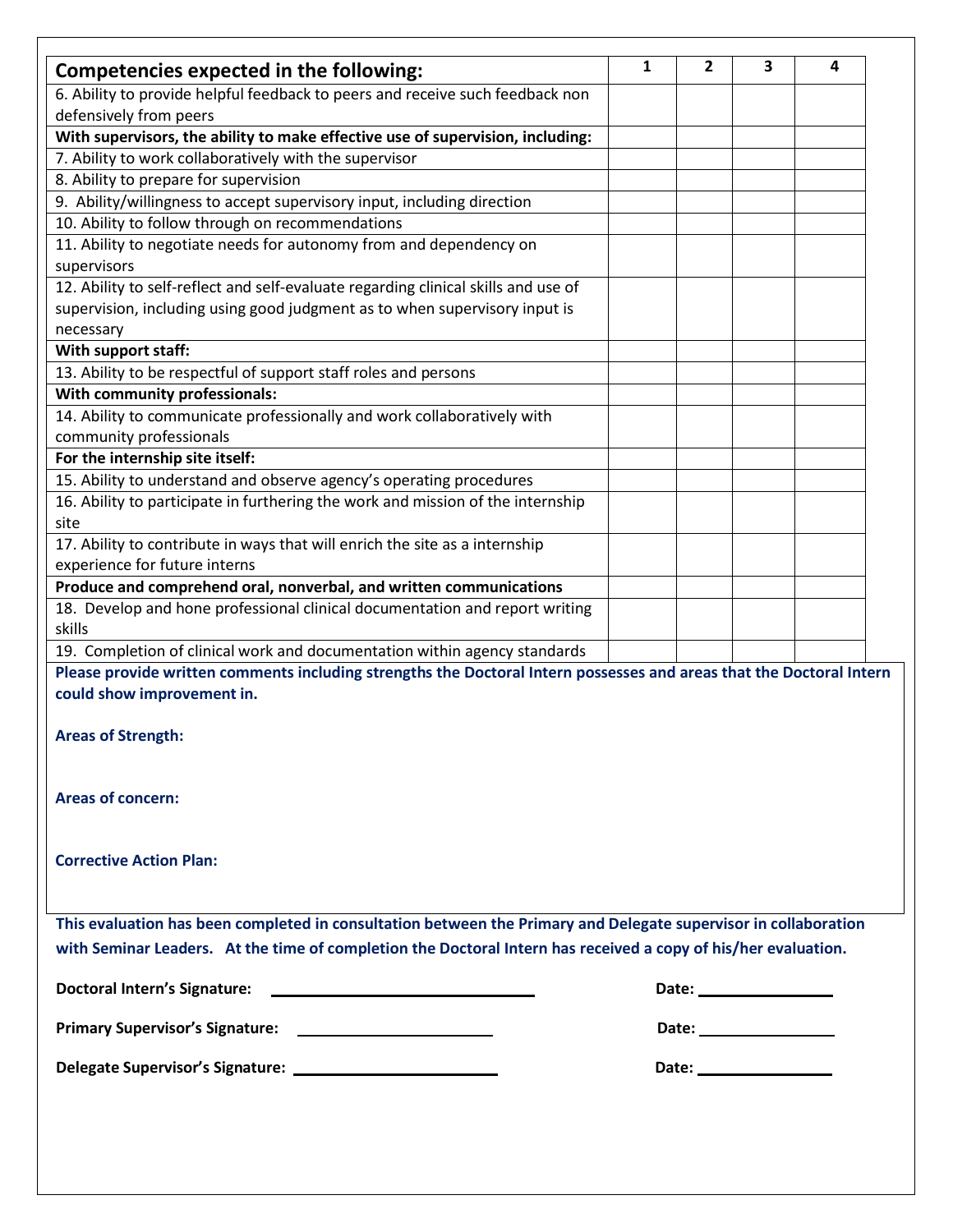| Competencies expected in the following: | 1 | 2 | 3 | 4 |
|---|---|---|---|---|
| 6. Ability to provide helpful feedback to peers and receive such feedback non defensively from peers | | | | |
| **With supervisors, the ability to make effective use of supervision, including:** | | | | |
| 7. Ability to work collaboratively with the supervisor | | | | |
| 8. Ability to prepare for supervision | | | | |
| 9. Ability/willingness to accept supervisory input, including direction | | | | |
| 10. Ability to follow through on recommendations | | | | |
| 11. Ability to negotiate needs for autonomy from and dependency on supervisors | | | | |
| 12. Ability to self-reflect and self-evaluate regarding clinical skills and use of supervision, including using good judgment as to when supervisory input is necessary | | | | |
| **With support staff:** | | | | |
| 13. Ability to be respectful of support staff roles and persons | | | | |
| **With community professionals:** | | | | |
| 14. Ability to communicate professionally and work collaboratively with community professionals | | | | |
| **For the internship site itself:** | | | | |
| 15. Ability to understand and observe agency's operating procedures | | | | |
| 16. Ability to participate in furthering the work and mission of the internship site | | | | |
| 17. Ability to contribute in ways that will enrich the site as a internship experience for future interns | | | | |
| **Produce and comprehend oral, nonverbal, and written communications** | | | | |
| 18. Develop and hone professional clinical documentation and report writing skills | | | | |
| 19. Completion of clinical work and documentation within agency standards | | | | |

**Please provide written comments including strengths the Doctoral Intern possesses and areas that the Doctoral Intern could show improvement in.**

**Areas of Strength:**

**Areas of concern:**

**Corrective Action Plan:**

**This evaluation has been completed in consultation between the Primary and Delegate supervisor in collaboration with Seminar Leaders. At the time of completion the Doctoral Intern has received a copy of his/her evaluation.**

**Doctoral Intern's Signature:** ______________________________ **Date:** ________________

**Primary Supervisor's Signature:** ______________________ **Date:** ________________

**Delegate Supervisor's Signature:** ______________________ **Date:** ________________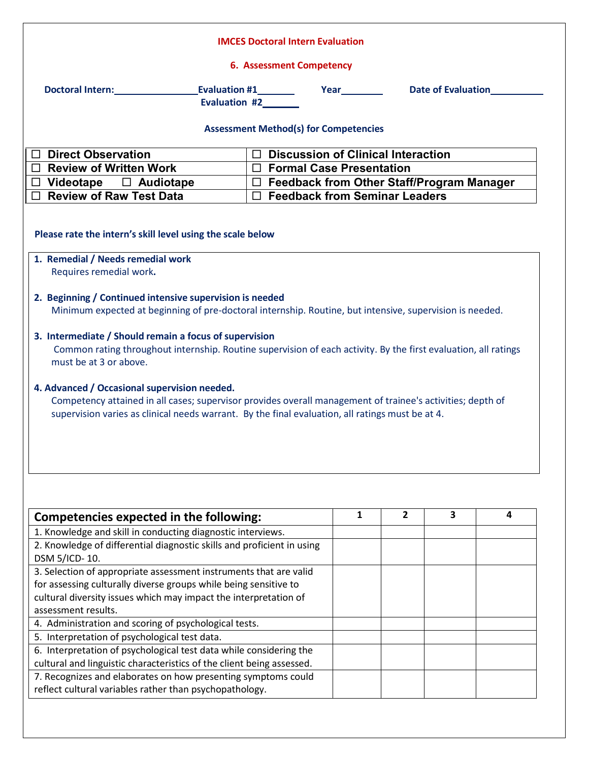## IMCES Doctoral Intern Evaluation

### 6. Assessment Competency

**Doctoral Intern:**________________ **Evaluation #1**_______ **Year**________ **Date of Evaluation**__________
**Evaluation #2**_______

**Assessment Method(s) for Competencies**

| | |
|---|---|
| ☐ **Direct Observation** | ☐ **Discussion of Clinical Interaction** |
| ☐ **Review of Written Work** | ☐ **Formal Case Presentation** |
| ☐ **Videotape** ☐ **Audiotape** | ☐ **Feedback from Other Staff/Program Manager** |
| ☐ **Review of Raw Test Data** | ☐ **Feedback from Seminar Leaders** |

**Please rate the intern's skill level using the scale below**

**1. Remedial / Needs remedial work**
Requires remedial work.

**2. Beginning / Continued intensive supervision is needed**
Minimum expected at beginning of pre-doctoral internship. Routine, but intensive, supervision is needed.

**3. Intermediate / Should remain a focus of supervision**
Common rating throughout internship. Routine supervision of each activity. By the first evaluation, all ratings must be at 3 or above.

**4. Advanced / Occasional supervision needed.**
Competency attained in all cases; supervisor provides overall management of trainee's activities; depth of supervision varies as clinical needs warrant. By the final evaluation, all ratings must be at 4.

| Competencies expected in the following: | 1 | 2 | 3 | 4 |
|---|---|---|---|---|
| 1. Knowledge and skill in conducting diagnostic interviews. | | | | |
| 2. Knowledge of differential diagnostic skills and proficient in using DSM 5/ICD- 10. | | | | |
| 3. Selection of appropriate assessment instruments that are valid for assessing culturally diverse groups while being sensitive to cultural diversity issues which may impact the interpretation of assessment results. | | | | |
| 4. Administration and scoring of psychological tests. | | | | |
| 5. Interpretation of psychological test data. | | | | |
| 6. Interpretation of psychological test data while considering the cultural and linguistic characteristics of the client being assessed. | | | | |
| 7. Recognizes and elaborates on how presenting symptoms could reflect cultural variables rather than psychopathology. | | | | |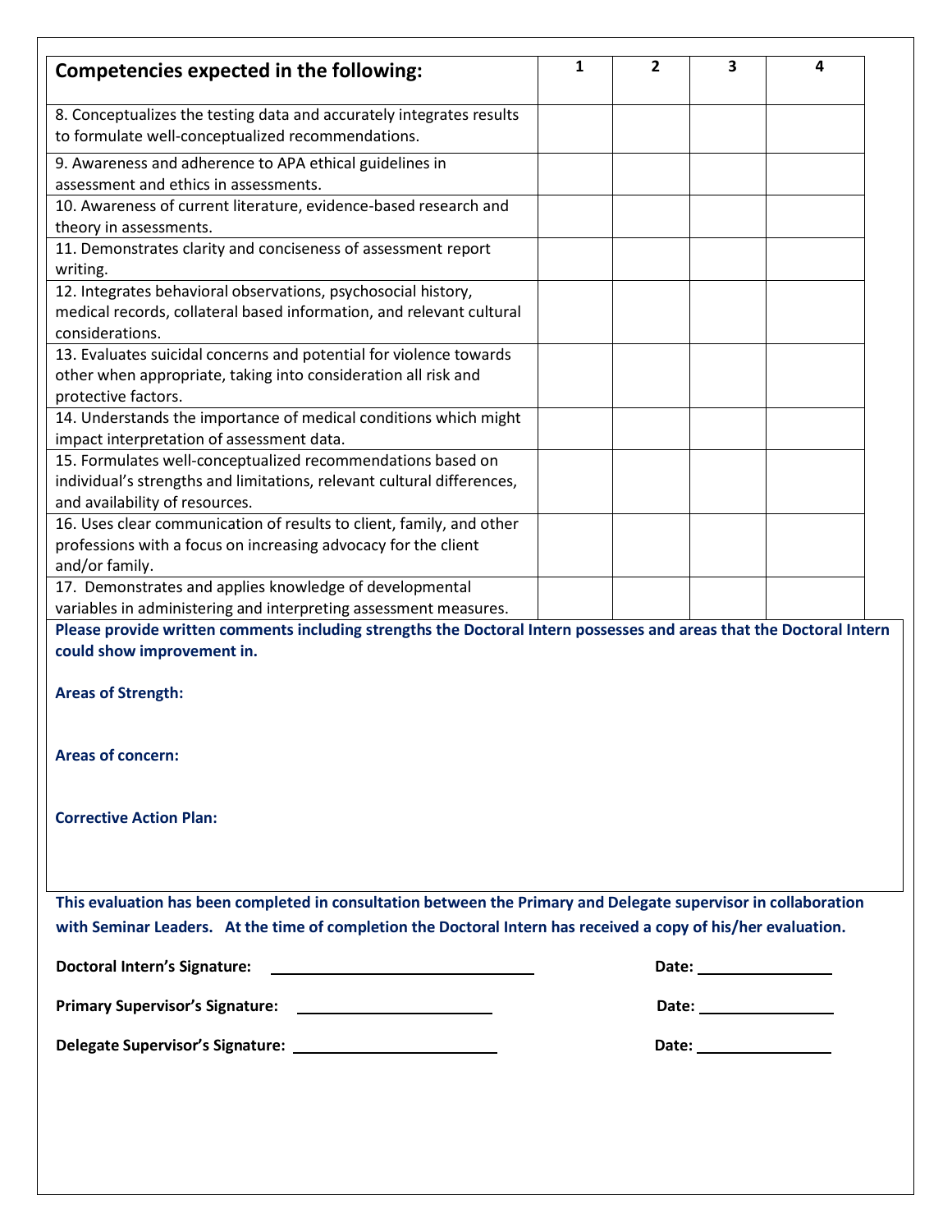| Competencies expected in the following: | 1 | 2 | 3 | 4 |
|---|---|---|---|---|
| 8. Conceptualizes the testing data and accurately integrates results to formulate well-conceptualized recommendations. | | | | |
| 9. Awareness and adherence to APA ethical guidelines in assessment and ethics in assessments. | | | | |
| 10. Awareness of current literature, evidence-based research and theory in assessments. | | | | |
| 11. Demonstrates clarity and conciseness of assessment report writing. | | | | |
| 12. Integrates behavioral observations, psychosocial history, medical records, collateral based information, and relevant cultural considerations. | | | | |
| 13. Evaluates suicidal concerns and potential for violence towards other when appropriate, taking into consideration all risk and protective factors. | | | | |
| 14. Understands the importance of medical conditions which might impact interpretation of assessment data. | | | | |
| 15. Formulates well-conceptualized recommendations based on individual's strengths and limitations, relevant cultural differences, and availability of resources. | | | | |
| 16. Uses clear communication of results to client, family, and other professions with a focus on increasing advocacy for the client and/or family. | | | | |
| 17. Demonstrates and applies knowledge of developmental variables in administering and interpreting assessment measures. | | | | |

**Please provide written comments including strengths the Doctoral Intern possesses and areas that the Doctoral Intern could show improvement in.**

**Areas of Strength:**

**Areas of concern:**

**Corrective Action Plan:**

**This evaluation has been completed in consultation between the Primary and Delegate supervisor in collaboration with Seminar Leaders. At the time of completion the Doctoral Intern has received a copy of his/her evaluation.**

**Doctoral Intern's Signature:** \_\_\_\_\_\_\_\_\_\_\_\_\_\_\_\_\_\_\_\_\_\_\_\_\_\_\_\_ **Date:** \_\_\_\_\_\_\_\_\_\_\_\_\_\_

**Primary Supervisor's Signature:** \_\_\_\_\_\_\_\_\_\_\_\_\_\_\_\_\_\_\_\_\_\_ **Date:** \_\_\_\_\_\_\_\_\_\_\_\_\_\_

**Delegate Supervisor's Signature:** \_\_\_\_\_\_\_\_\_\_\_\_\_\_\_\_\_\_\_\_\_\_ **Date:** \_\_\_\_\_\_\_\_\_\_\_\_\_\_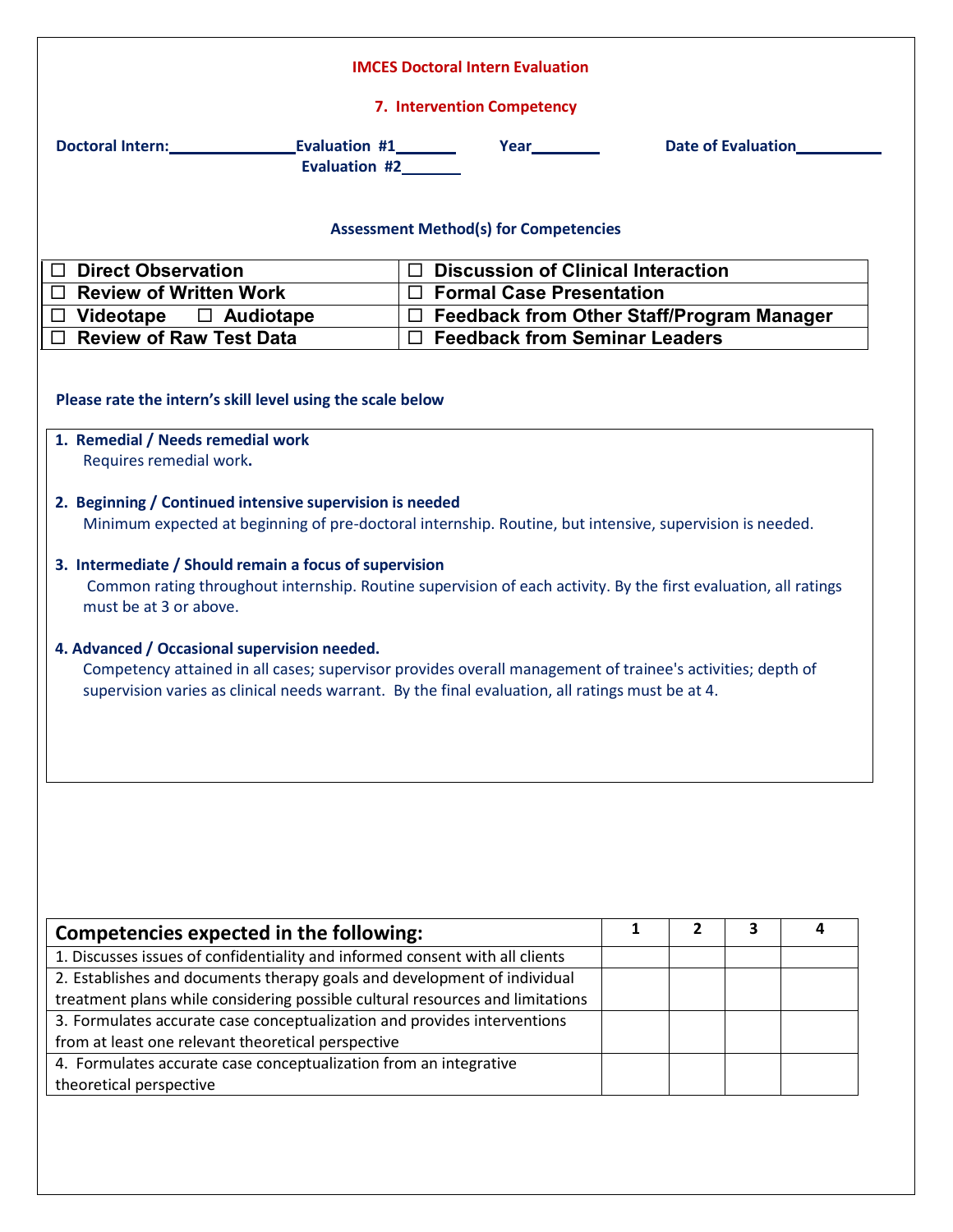## IMCES Doctoral Intern Evaluation

### 7. Intervention Competency

**Doctoral Intern:**_______________ **Evaluation #1**_______ **Year**________ **Date of Evaluation**__________
**Evaluation #2**_______

**Assessment Method(s) for Competencies**

| | |
|---|---|
| ☐ **Direct Observation** | ☐ **Discussion of Clinical Interaction** |
| ☐ **Review of Written Work** | ☐ **Formal Case Presentation** |
| ☐ **Videotape** ☐ **Audiotape** | ☐ **Feedback from Other Staff/Program Manager** |
| ☐ **Review of Raw Test Data** | ☐ **Feedback from Seminar Leaders** |

**Please rate the intern's skill level using the scale below**

**1. Remedial / Needs remedial work**
Requires remedial work**.**

**2. Beginning / Continued intensive supervision is needed**
Minimum expected at beginning of pre-doctoral internship. Routine, but intensive, supervision is needed.

**3. Intermediate / Should remain a focus of supervision**
Common rating throughout internship. Routine supervision of each activity. By the first evaluation, all ratings must be at 3 or above.

**4. Advanced / Occasional supervision needed.**
Competency attained in all cases; supervisor provides overall management of trainee's activities; depth of supervision varies as clinical needs warrant. By the final evaluation, all ratings must be at 4.

| Competencies expected in the following: | 1 | 2 | 3 | 4 |
|---|---|---|---|---|
| 1. Discusses issues of confidentiality and informed consent with all clients | | | | |
| 2. Establishes and documents therapy goals and development of individual treatment plans while considering possible cultural resources and limitations | | | | |
| 3. Formulates accurate case conceptualization and provides interventions from at least one relevant theoretical perspective | | | | |
| 4. Formulates accurate case conceptualization from an integrative theoretical perspective | | | | |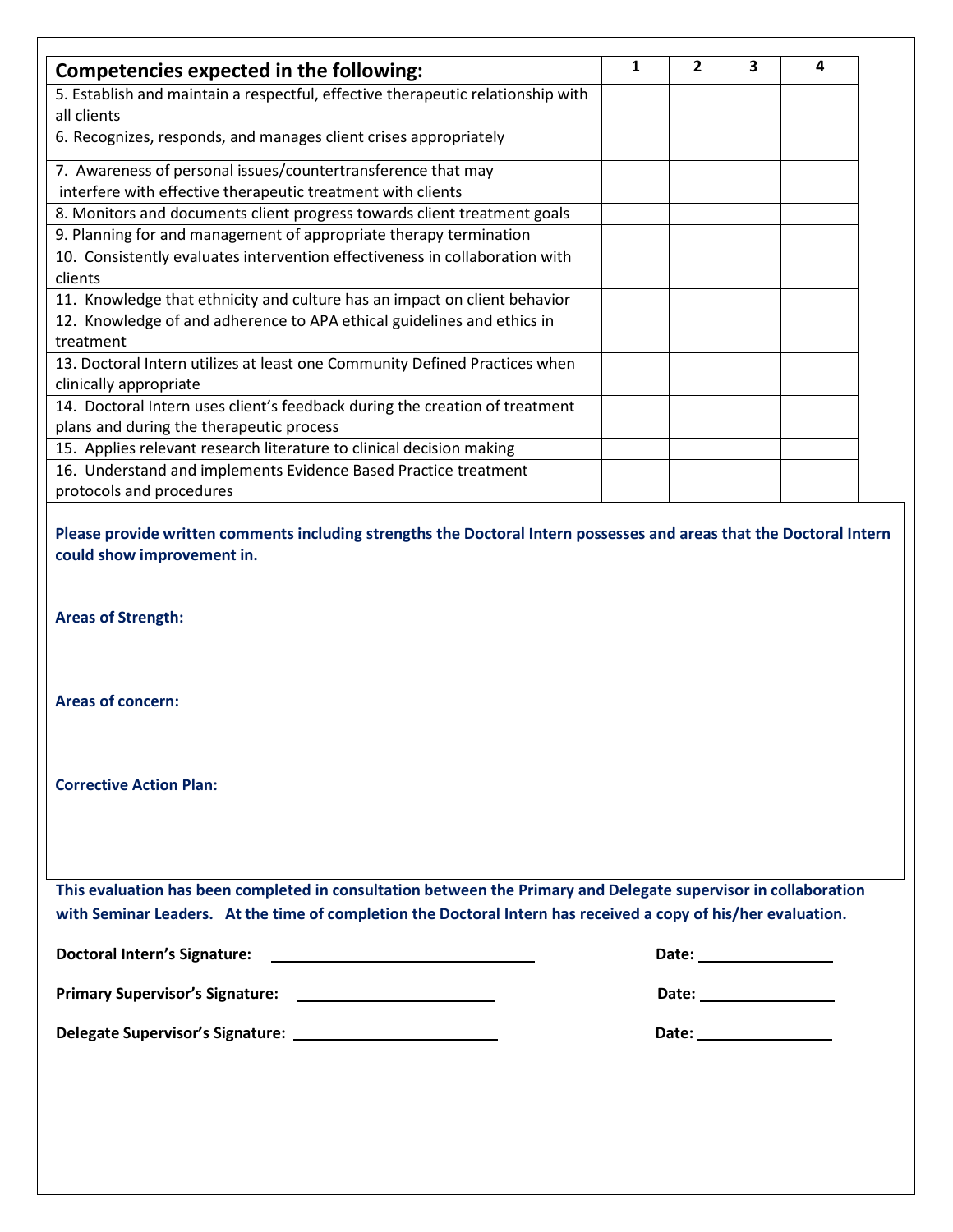| Competencies expected in the following: | 1 | 2 | 3 | 4 |
|---|---|---|---|---|
| 5. Establish and maintain a respectful, effective therapeutic relationship with all clients | | | | |
| 6. Recognizes, responds, and manages client crises appropriately | | | | |
| 7. Awareness of personal issues/countertransference that may interfere with effective therapeutic treatment with clients | | | | |
| 8. Monitors and documents client progress towards client treatment goals | | | | |
| 9. Planning for and management of appropriate therapy termination | | | | |
| 10. Consistently evaluates intervention effectiveness in collaboration with clients | | | | |
| 11. Knowledge that ethnicity and culture has an impact on client behavior | | | | |
| 12. Knowledge of and adherence to APA ethical guidelines and ethics in treatment | | | | |
| 13. Doctoral Intern utilizes at least one Community Defined Practices when clinically appropriate | | | | |
| 14. Doctoral Intern uses client's feedback during the creation of treatment plans and during the therapeutic process | | | | |
| 15. Applies relevant research literature to clinical decision making | | | | |
| 16. Understand and implements Evidence Based Practice treatment protocols and procedures | | | | |

**Please provide written comments including strengths the Doctoral Intern possesses and areas that the Doctoral Intern could show improvement in.**

**Areas of Strength:**

**Areas of concern:**

**Corrective Action Plan:**

**This evaluation has been completed in consultation between the Primary and Delegate supervisor in collaboration with Seminar Leaders. At the time of completion the Doctoral Intern has received a copy of his/her evaluation.**

**Doctoral Intern's Signature:** ______________________________ **Date:** ______________

**Primary Supervisor's Signature:** ______________________ **Date:** ______________

**Delegate Supervisor's Signature:** ______________________ **Date:** ______________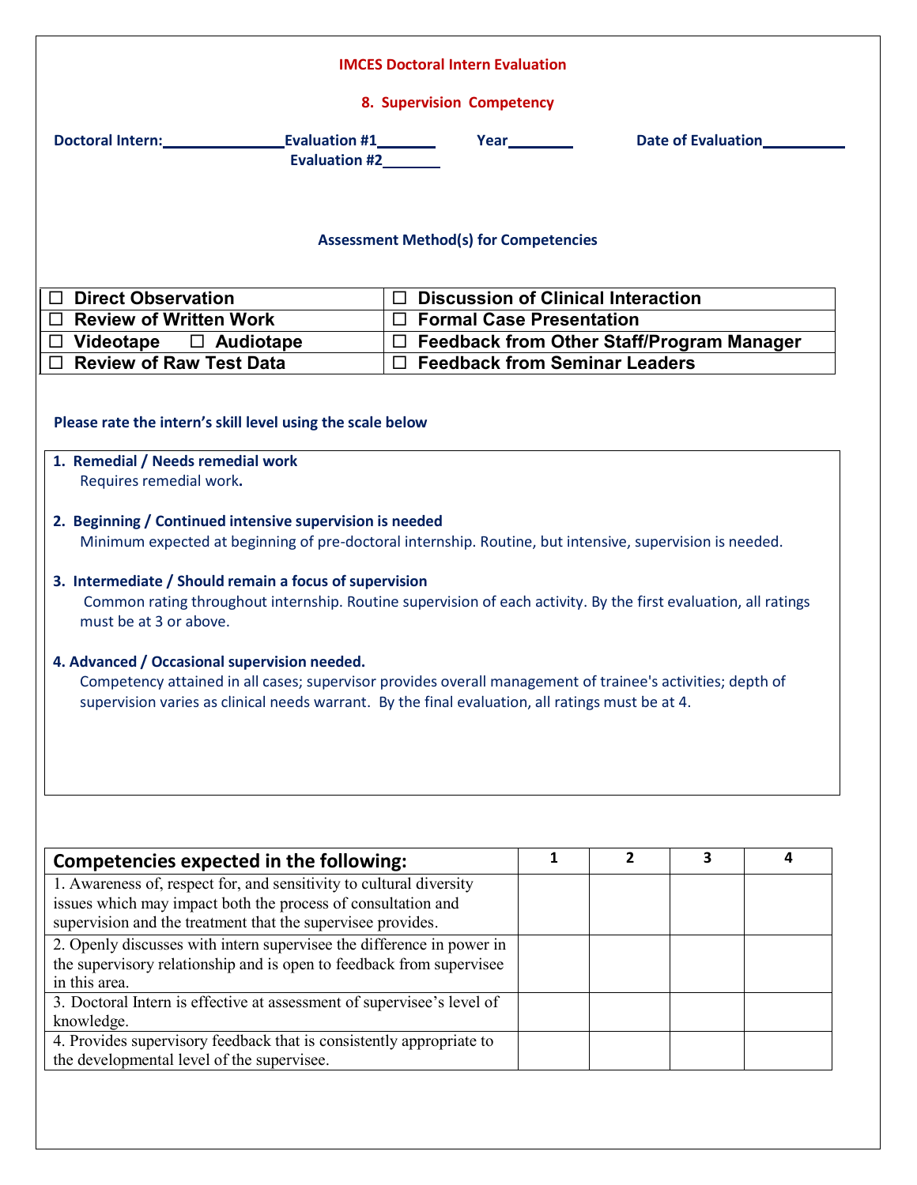# IMCES Doctoral Intern Evaluation

## 8. Supervision Competency

**Doctoral Intern:**\_\_\_\_\_\_\_\_\_\_\_\_\_\_\_ **Evaluation #1**\_\_\_\_\_\_\_ **Year**\_\_\_\_\_\_\_\_ **Date of Evaluation**\_\_\_\_\_\_\_\_\_\_
**Evaluation #2**\_\_\_\_\_\_\_

### Assessment Method(s) for Competencies

| | |
|---|---|
| ☐ **Direct Observation** | ☐ **Discussion of Clinical Interaction** |
| ☐ **Review of Written Work** | ☐ **Formal Case Presentation** |
| ☐ **Videotape** ☐ **Audiotape** | ☐ **Feedback from Other Staff/Program Manager** |
| ☐ **Review of Raw Test Data** | ☐ **Feedback from Seminar Leaders** |

**Please rate the intern's skill level using the scale below**

**1. Remedial / Needs remedial work**
Requires remedial work**.**

**2. Beginning / Continued intensive supervision is needed**
Minimum expected at beginning of pre-doctoral internship. Routine, but intensive, supervision is needed.

**3. Intermediate / Should remain a focus of supervision**
Common rating throughout internship. Routine supervision of each activity. By the first evaluation, all ratings must be at 3 or above.

**4. Advanced / Occasional supervision needed.**
Competency attained in all cases; supervisor provides overall management of trainee's activities; depth of supervision varies as clinical needs warrant. By the final evaluation, all ratings must be at 4.

| Competencies expected in the following: | 1 | 2 | 3 | 4 |
|---|---|---|---|---|
| 1. Awareness of, respect for, and sensitivity to cultural diversity issues which may impact both the process of consultation and supervision and the treatment that the supervisee provides. | | | | |
| 2. Openly discusses with intern supervisee the difference in power in the supervisory relationship and is open to feedback from supervisee in this area. | | | | |
| 3. Doctoral Intern is effective at assessment of supervisee's level of knowledge. | | | | |
| 4. Provides supervisory feedback that is consistently appropriate to the developmental level of the supervisee. | | | | |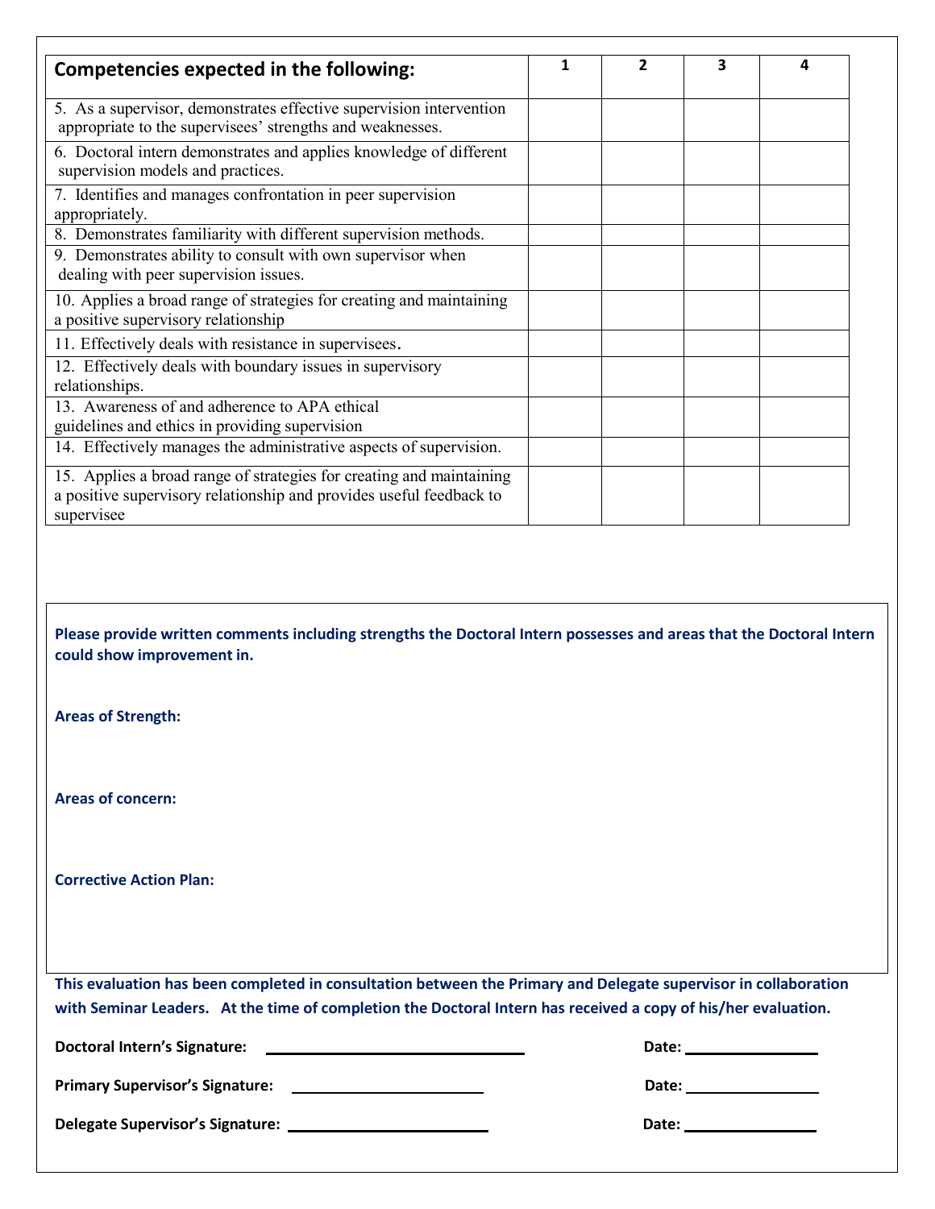| Competencies expected in the following: | 1 | 2 | 3 | 4 |
|---|---|---|---|---|
| 5. As a supervisor, demonstrates effective supervision intervention appropriate to the supervisees' strengths and weaknesses. | | | | |
| 6. Doctoral intern demonstrates and applies knowledge of different supervision models and practices. | | | | |
| 7. Identifies and manages confrontation in peer supervision appropriately. | | | | |
| 8. Demonstrates familiarity with different supervision methods. | | | | |
| 9. Demonstrates ability to consult with own supervisor when dealing with peer supervision issues. | | | | |
| 10. Applies a broad range of strategies for creating and maintaining a positive supervisory relationship | | | | |
| 11. Effectively deals with resistance in supervisees. | | | | |
| 12. Effectively deals with boundary issues in supervisory relationships. | | | | |
| 13. Awareness of and adherence to APA ethical guidelines and ethics in providing supervision | | | | |
| 14. Effectively manages the administrative aspects of supervision. | | | | |
| 15. Applies a broad range of strategies for creating and maintaining a positive supervisory relationship and provides useful feedback to supervisee | | | | |

**Please provide written comments including strengths the Doctoral Intern possesses and areas that the Doctoral Intern could show improvement in.**

**Areas of Strength:**

**Areas of concern:**

**Corrective Action Plan:**

**This evaluation has been completed in consultation between the Primary and Delegate supervisor in collaboration with Seminar Leaders. At the time of completion the Doctoral Intern has received a copy of his/her evaluation.**

**Doctoral Intern's Signature:** ______________________ **Date:** ____________

**Primary Supervisor's Signature:** ______________________ **Date:** ____________

**Delegate Supervisor's Signature:** ______________________ **Date:** ____________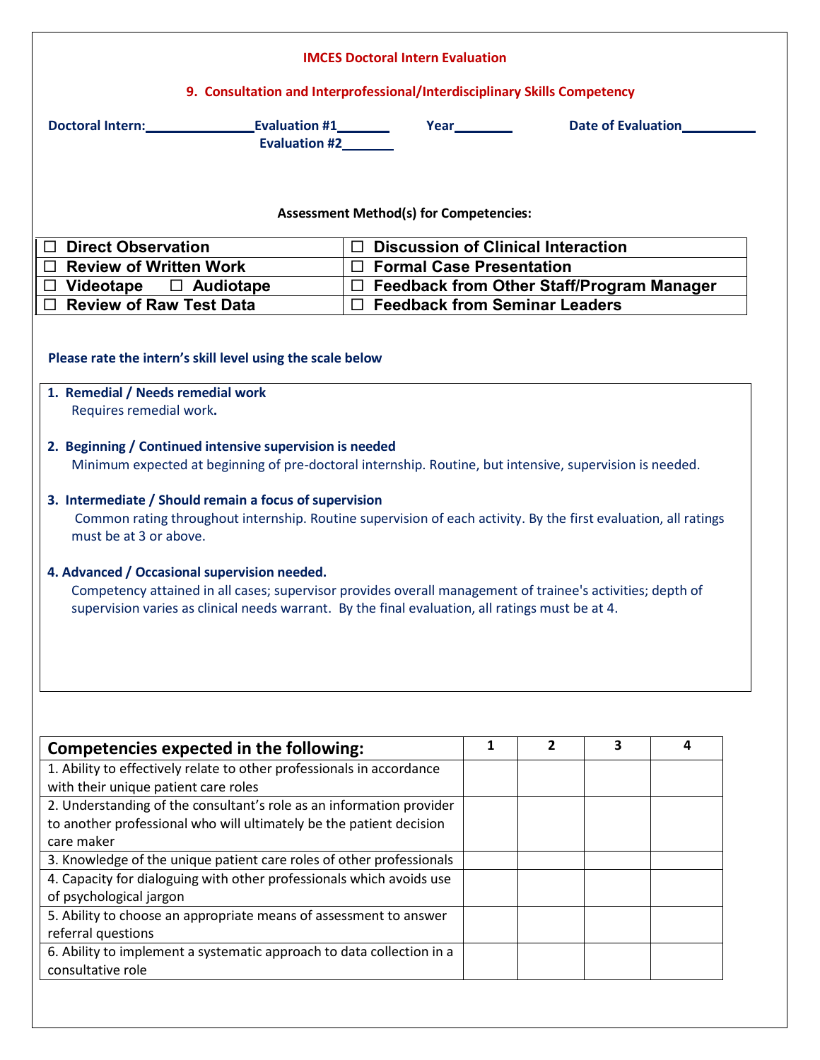# IMCES Doctoral Intern Evaluation

## 9. Consultation and Interprofessional/Interdisciplinary Skills Competency

**Doctoral Intern:**\_\_\_\_\_\_\_\_\_\_\_\_\_\_ **Evaluation #1**\_\_\_\_\_\_\_ **Year**\_\_\_\_\_\_\_\_ **Date of Evaluation**\_\_\_\_\_\_\_\_\_\_
**Evaluation #2**\_\_\_\_\_\_\_

**Assessment Method(s) for Competencies:**

| | |
|---|---|
| ☐ **Direct Observation** | ☐ **Discussion of Clinical Interaction** |
| ☐ **Review of Written Work** | ☐ **Formal Case Presentation** |
| ☐ **Videotape** ☐ **Audiotape** | ☐ **Feedback from Other Staff/Program Manager** |
| ☐ **Review of Raw Test Data** | ☐ **Feedback from Seminar Leaders** |

**Please rate the intern's skill level using the scale below**

1. **Remedial / Needs remedial work**
   Requires remedial work**.**

2. **Beginning / Continued intensive supervision is needed**
   Minimum expected at beginning of pre-doctoral internship. Routine, but intensive, supervision is needed.

3. **Intermediate / Should remain a focus of supervision**
   Common rating throughout internship. Routine supervision of each activity. By the first evaluation, all ratings must be at 3 or above.

4. **Advanced / Occasional supervision needed.**
   Competency attained in all cases; supervisor provides overall management of trainee's activities; depth of supervision varies as clinical needs warrant. By the final evaluation, all ratings must be at 4.

| Competencies expected in the following: | 1 | 2 | 3 | 4 |
|---|---|---|---|---|
| 1. Ability to effectively relate to other professionals in accordance with their unique patient care roles | | | | |
| 2. Understanding of the consultant's role as an information provider to another professional who will ultimately be the patient decision care maker | | | | |
| 3. Knowledge of the unique patient care roles of other professionals | | | | |
| 4. Capacity for dialoguing with other professionals which avoids use of psychological jargon | | | | |
| 5. Ability to choose an appropriate means of assessment to answer referral questions | | | | |
| 6. Ability to implement a systematic approach to data collection in a consultative role | | | | |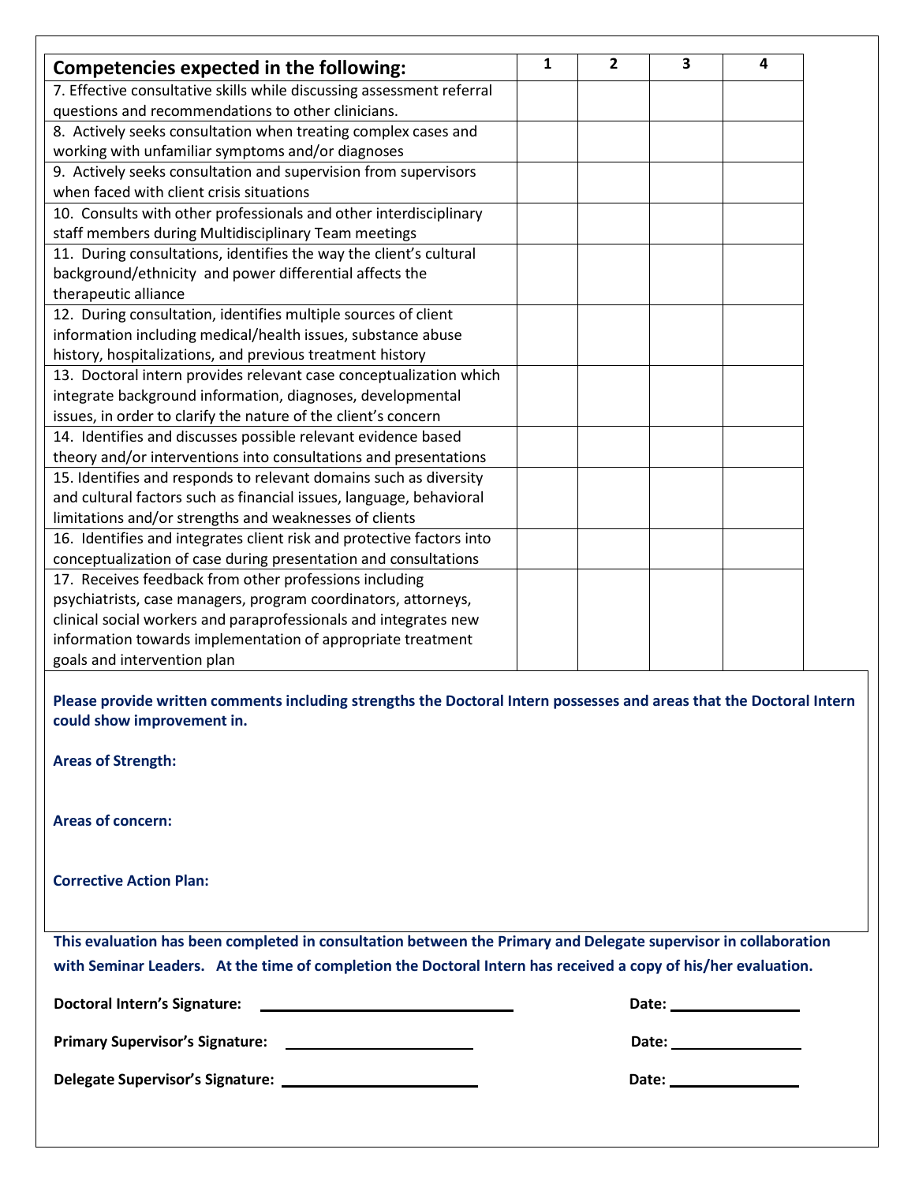| Competencies expected in the following: | 1 | 2 | 3 | 4 |
|---|---|---|---|---|
| 7. Effective consultative skills while discussing assessment referral questions and recommendations to other clinicians. | | | | |
| 8. Actively seeks consultation when treating complex cases and working with unfamiliar symptoms and/or diagnoses | | | | |
| 9. Actively seeks consultation and supervision from supervisors when faced with client crisis situations | | | | |
| 10. Consults with other professionals and other interdisciplinary staff members during Multidisciplinary Team meetings | | | | |
| 11. During consultations, identifies the way the client's cultural background/ethnicity and power differential affects the therapeutic alliance | | | | |
| 12. During consultation, identifies multiple sources of client information including medical/health issues, substance abuse history, hospitalizations, and previous treatment history | | | | |
| 13. Doctoral intern provides relevant case conceptualization which integrate background information, diagnoses, developmental issues, in order to clarify the nature of the client's concern | | | | |
| 14. Identifies and discusses possible relevant evidence based theory and/or interventions into consultations and presentations | | | | |
| 15. Identifies and responds to relevant domains such as diversity and cultural factors such as financial issues, language, behavioral limitations and/or strengths and weaknesses of clients | | | | |
| 16. Identifies and integrates client risk and protective factors into conceptualization of case during presentation and consultations | | | | |
| 17. Receives feedback from other professions including psychiatrists, case managers, program coordinators, attorneys, clinical social workers and paraprofessionals and integrates new information towards implementation of appropriate treatment goals and intervention plan | | | | |

**Please provide written comments including strengths the Doctoral Intern possesses and areas that the Doctoral Intern could show improvement in.**

**Areas of Strength:**

**Areas of concern:**

**Corrective Action Plan:**

**This evaluation has been completed in consultation between the Primary and Delegate supervisor in collaboration with Seminar Leaders. At the time of completion the Doctoral Intern has received a copy of his/her evaluation.**

**Doctoral Intern's Signature:** ______________________ **Date:** ____________

**Primary Supervisor's Signature:** ______________________ **Date:** ____________

**Delegate Supervisor's Signature:** ______________________ **Date:** ____________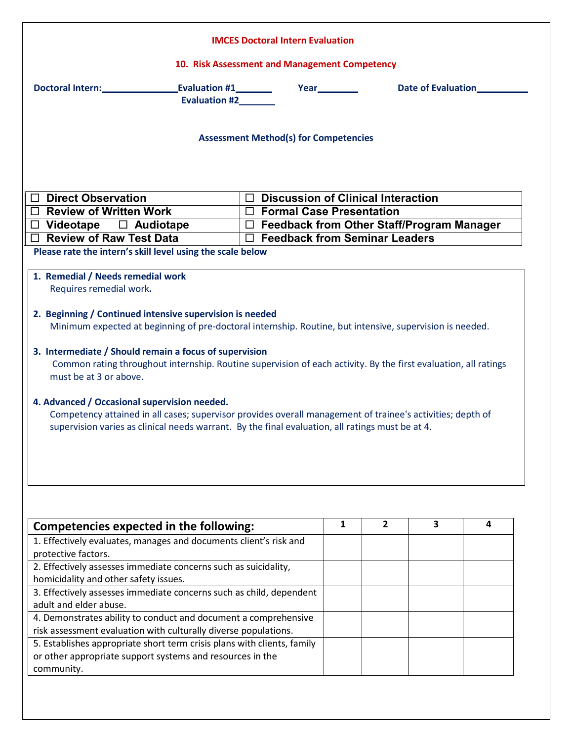# IMCES Doctoral Intern Evaluation

## 10. Risk Assessment and Management Competency

**Doctoral Intern:**\_\_\_\_\_\_\_\_\_\_\_\_\_\_ **Evaluation #1**\_\_\_\_\_\_\_ **Year**\_\_\_\_\_\_\_ **Date of Evaluation**\_\_\_\_\_\_\_\_\_\_
**Evaluation #2**\_\_\_\_\_\_\_

**Assessment Method(s) for Competencies**

| | |
|---|---|
| ☐ **Direct Observation** | ☐ **Discussion of Clinical Interaction** |
| ☐ **Review of Written Work** | ☐ **Formal Case Presentation** |
| ☐ **Videotape** ☐ **Audiotape** | ☐ **Feedback from Other Staff/Program Manager** |
| ☐ **Review of Raw Test Data** | ☐ **Feedback from Seminar Leaders** |

**Please rate the intern's skill level using the scale below**

**1. Remedial / Needs remedial work**
Requires remedial work.

**2. Beginning / Continued intensive supervision is needed**
Minimum expected at beginning of pre-doctoral internship. Routine, but intensive, supervision is needed.

**3. Intermediate / Should remain a focus of supervision**
Common rating throughout internship. Routine supervision of each activity. By the first evaluation, all ratings must be at 3 or above.

**4. Advanced / Occasional supervision needed.**
Competency attained in all cases; supervisor provides overall management of trainee's activities; depth of supervision varies as clinical needs warrant. By the final evaluation, all ratings must be at 4.

| **Competencies expected in the following:** | 1 | 2 | 3 | 4 |
|---|---|---|---|---|
| 1. Effectively evaluates, manages and documents client's risk and protective factors. | | | | |
| 2. Effectively assesses immediate concerns such as suicidality, homicidality and other safety issues. | | | | |
| 3. Effectively assesses immediate concerns such as child, dependent adult and elder abuse. | | | | |
| 4. Demonstrates ability to conduct and document a comprehensive risk assessment evaluation with culturally diverse populations. | | | | |
| 5. Establishes appropriate short term crisis plans with clients, family or other appropriate support systems and resources in the community. | | | | |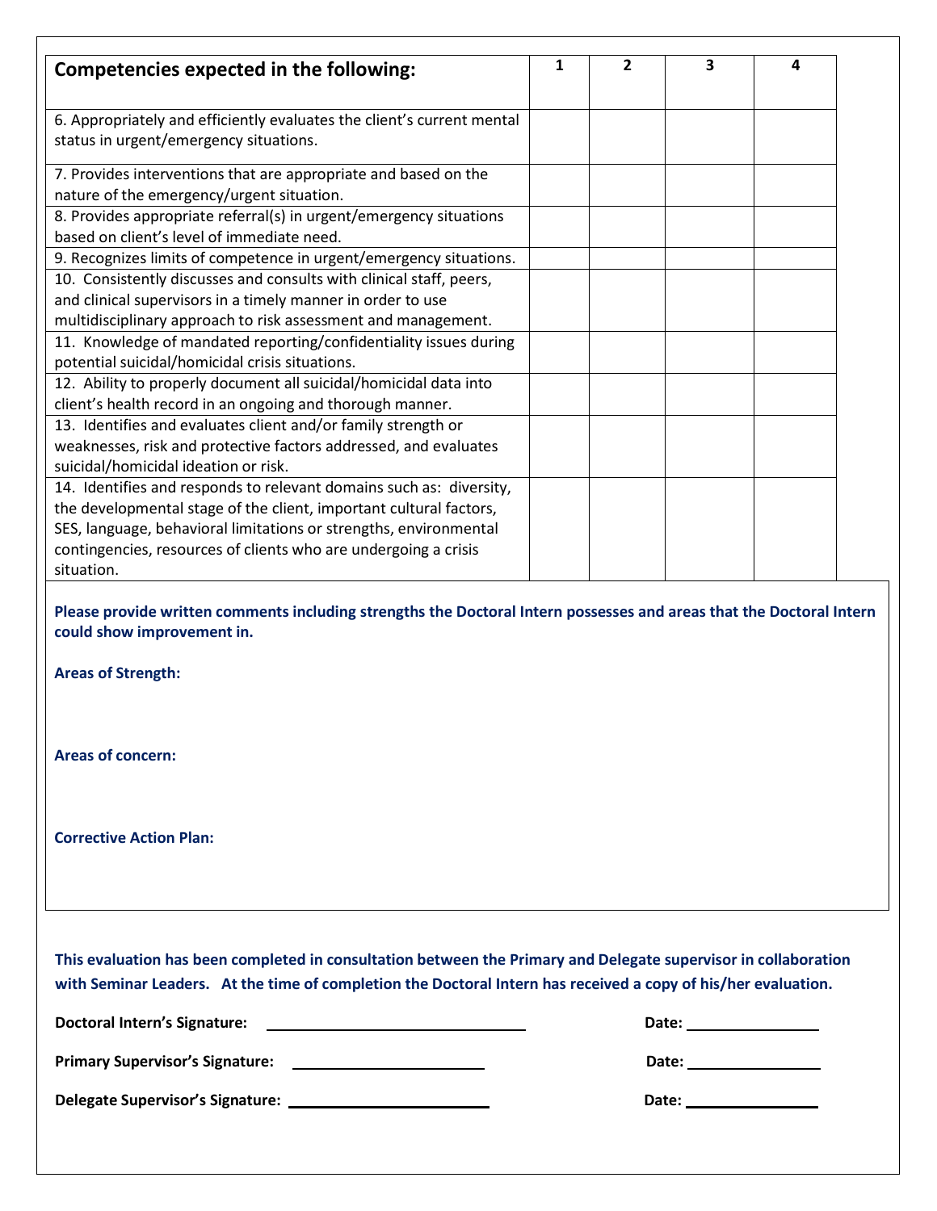| Competencies expected in the following: | 1 | 2 | 3 | 4 |
|---|---|---|---|---|
| 6. Appropriately and efficiently evaluates the client's current mental status in urgent/emergency situations. | | | | |
| 7. Provides interventions that are appropriate and based on the nature of the emergency/urgent situation. | | | | |
| 8. Provides appropriate referral(s) in urgent/emergency situations based on client's level of immediate need. | | | | |
| 9. Recognizes limits of competence in urgent/emergency situations. | | | | |
| 10. Consistently discusses and consults with clinical staff, peers, and clinical supervisors in a timely manner in order to use multidisciplinary approach to risk assessment and management. | | | | |
| 11. Knowledge of mandated reporting/confidentiality issues during potential suicidal/homicidal crisis situations. | | | | |
| 12. Ability to properly document all suicidal/homicidal data into client's health record in an ongoing and thorough manner. | | | | |
| 13. Identifies and evaluates client and/or family strength or weaknesses, risk and protective factors addressed, and evaluates suicidal/homicidal ideation or risk. | | | | |
| 14. Identifies and responds to relevant domains such as: diversity, the developmental stage of the client, important cultural factors, SES, language, behavioral limitations or strengths, environmental contingencies, resources of clients who are undergoing a crisis situation. | | | | |

**Please provide written comments including strengths the Doctoral Intern possesses and areas that the Doctoral Intern could show improvement in.**

**Areas of Strength:**

**Areas of concern:**

**Corrective Action Plan:**

**This evaluation has been completed in consultation between the Primary and Delegate supervisor in collaboration with Seminar Leaders. At the time of completion the Doctoral Intern has received a copy of his/her evaluation.**

**Doctoral Intern's Signature:** ______________________________ **Date:** ______________

**Primary Supervisor's Signature:** ______________________ **Date:** ______________

**Delegate Supervisor's Signature:** ______________________ **Date:** ______________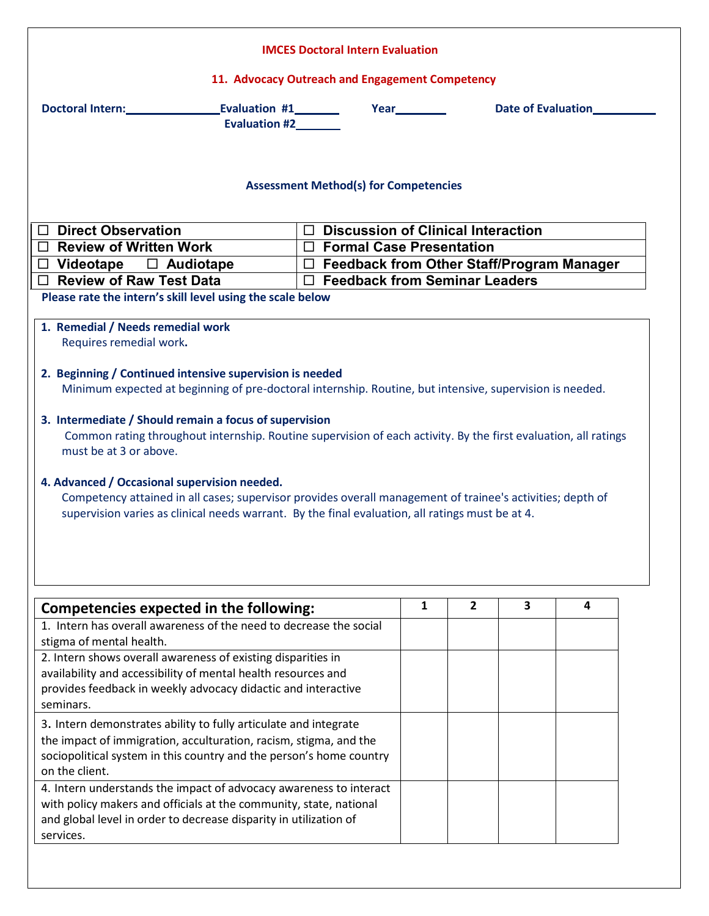**IMCES Doctoral Intern Evaluation**

**11. Advocacy Outreach and Engagement Competency**

**Doctoral Intern:**\_\_\_\_\_\_\_\_\_\_\_\_\_\_\_ **Evaluation #1**\_\_\_\_\_\_\_ **Evaluation #2**\_\_\_\_\_\_\_ **Year**\_\_\_\_\_\_\_\_ **Date of Evaluation**\_\_\_\_\_\_\_\_\_\_

**Assessment Method(s) for Competencies**

| | |
|---|---|
| ☐ **Direct Observation** | ☐ **Discussion of Clinical Interaction** |
| ☐ **Review of Written Work** | ☐ **Formal Case Presentation** |
| ☐ **Videotape** ☐ **Audiotape** | ☐ **Feedback from Other Staff/Program Manager** |
| ☐ **Review of Raw Test Data** | ☐ **Feedback from Seminar Leaders** |

**Please rate the intern's skill level using the scale below**

1. **Remedial / Needs remedial work**
   Requires remedial work.

2. **Beginning / Continued intensive supervision is needed**
   Minimum expected at beginning of pre-doctoral internship. Routine, but intensive, supervision is needed.

3. **Intermediate / Should remain a focus of supervision**
   Common rating throughout internship. Routine supervision of each activity. By the first evaluation, all ratings must be at 3 or above.

4. **Advanced / Occasional supervision needed.**
   Competency attained in all cases; supervisor provides overall management of trainee's activities; depth of supervision varies as clinical needs warrant. By the final evaluation, all ratings must be at 4.

| **Competencies expected in the following:** | 1 | 2 | 3 | 4 |
|---|---|---|---|---|
| 1. Intern has overall awareness of the need to decrease the social stigma of mental health. | | | | |
| 2. Intern shows overall awareness of existing disparities in availability and accessibility of mental health resources and provides feedback in weekly advocacy didactic and interactive seminars. | | | | |
| 3. Intern demonstrates ability to fully articulate and integrate the impact of immigration, acculturation, racism, stigma, and the sociopolitical system in this country and the person's home country on the client. | | | | |
| 4. Intern understands the impact of advocacy awareness to interact with policy makers and officials at the community, state, national and global level in order to decrease disparity in utilization of services. | | | | |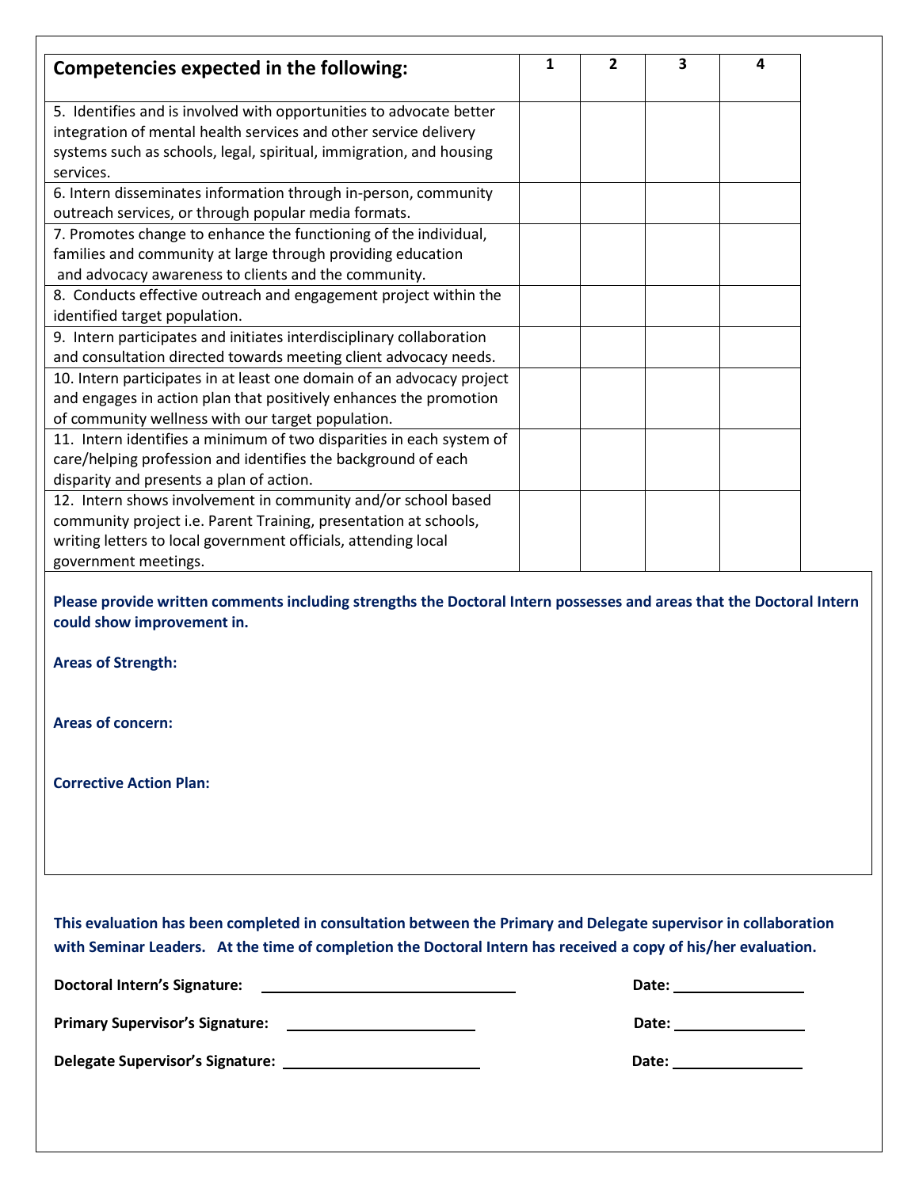| Competencies expected in the following: | 1 | 2 | 3 | 4 |
|---|---|---|---|---|
| 5. Identifies and is involved with opportunities to advocate better integration of mental health services and other service delivery systems such as schools, legal, spiritual, immigration, and housing services. | | | | |
| 6. Intern disseminates information through in-person, community outreach services, or through popular media formats. | | | | |
| 7. Promotes change to enhance the functioning of the individual, families and community at large through providing education and advocacy awareness to clients and the community. | | | | |
| 8. Conducts effective outreach and engagement project within the identified target population. | | | | |
| 9. Intern participates and initiates interdisciplinary collaboration and consultation directed towards meeting client advocacy needs. | | | | |
| 10. Intern participates in at least one domain of an advocacy project and engages in action plan that positively enhances the promotion of community wellness with our target population. | | | | |
| 11. Intern identifies a minimum of two disparities in each system of care/helping profession and identifies the background of each disparity and presents a plan of action. | | | | |
| 12. Intern shows involvement in community and/or school based community project i.e. Parent Training, presentation at schools, writing letters to local government officials, attending local government meetings. | | | | |

**Please provide written comments including strengths the Doctoral Intern possesses and areas that the Doctoral Intern could show improvement in.**

**Areas of Strength:**

**Areas of concern:**

**Corrective Action Plan:**

**This evaluation has been completed in consultation between the Primary and Delegate supervisor in collaboration with Seminar Leaders. At the time of completion the Doctoral Intern has received a copy of his/her evaluation.**

**Doctoral Intern's Signature:** ______________________________ **Date:** ______________

**Primary Supervisor's Signature:** ______________________ **Date:** ______________

**Delegate Supervisor's Signature:** ______________________ **Date:** ______________